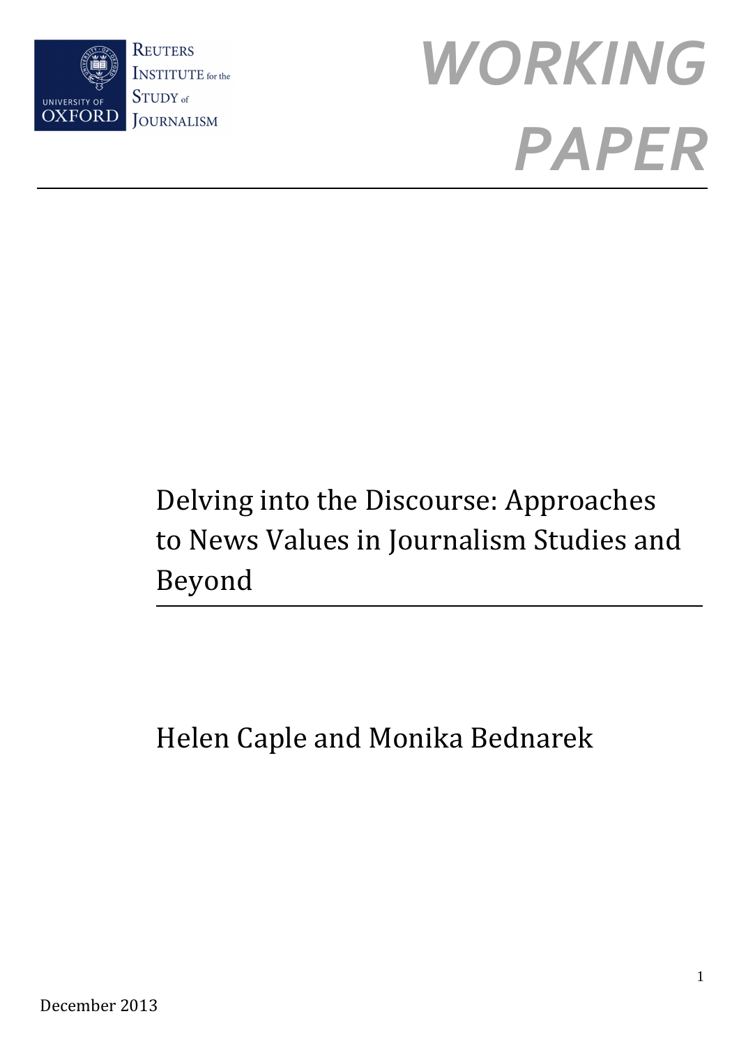Reuters Institute for the Study of Journalism

University of Oxford

# WORKING PAPER

## Delving into the Discourse: Approaches to News Values in Journalism Studies and Beyond

Helen Caple and Monika Bednarek

December 2013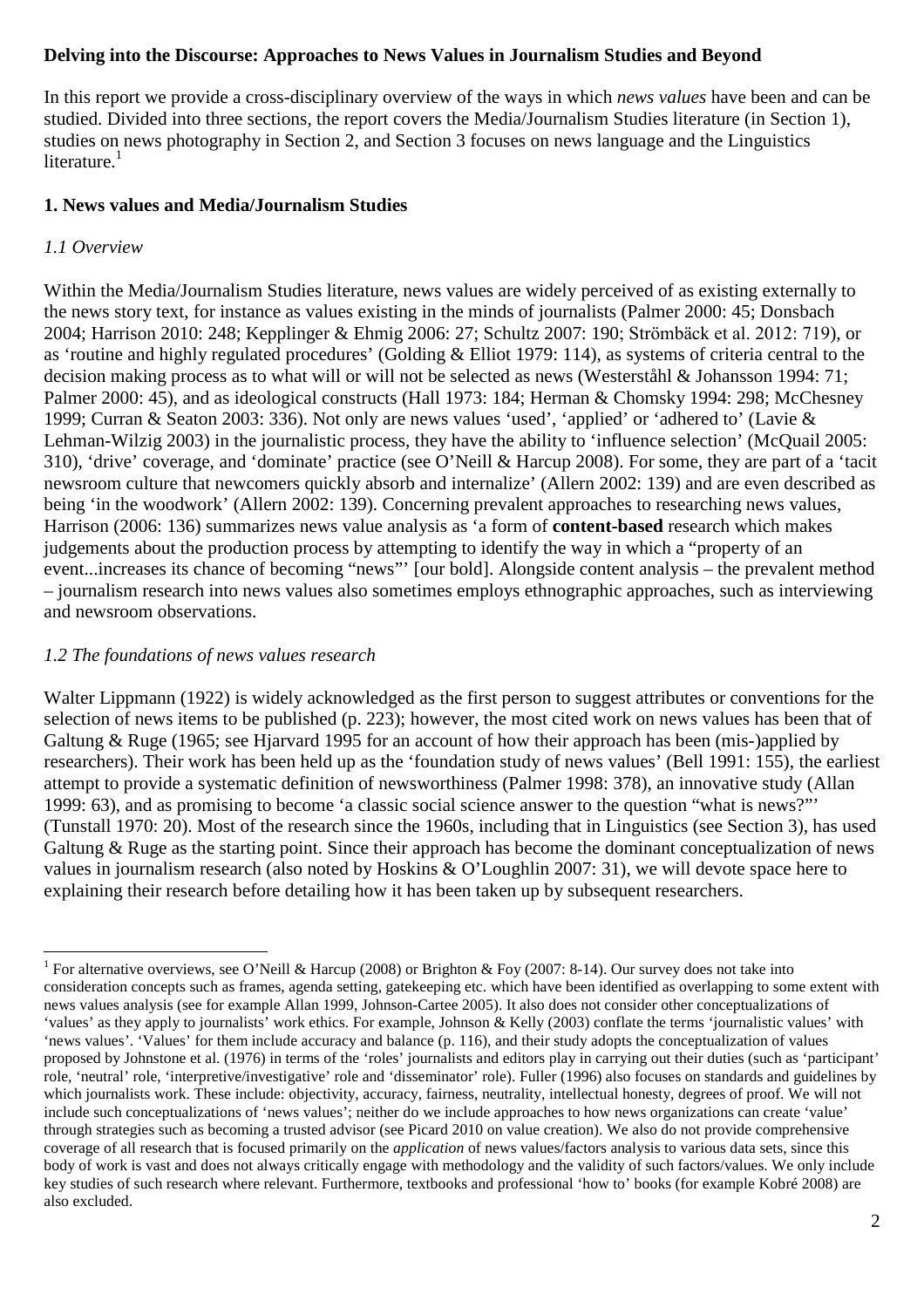**Delving into the Discourse: Approaches to News Values in Journalism Studies and Beyond**

In this report we provide a cross-disciplinary overview of the ways in which *news values* have been and can be studied. Divided into three sections, the report covers the Media/Journalism Studies literature (in Section 1), studies on news photography in Section 2, and Section 3 focuses on news language and the Linguistics literature.[1]

## 1. News values and Media/Journalism Studies

### *1.1 Overview*

Within the Media/Journalism Studies literature, news values are widely perceived of as existing externally to the news story text, for instance as values existing in the minds of journalists (Palmer 2000: 45; Donsbach 2004; Harrison 2010: 248; Kepplinger & Ehmig 2006: 27; Schultz 2007: 190; Strömbäck et al. 2012: 719), or as 'routine and highly regulated procedures' (Golding & Elliot 1979: 114), as systems of criteria central to the decision making process as to what will or will not be selected as news (Westerståhl & Johansson 1994: 71; Palmer 2000: 45), and as ideological constructs (Hall 1973: 184; Herman & Chomsky 1994: 298; McChesney 1999; Curran & Seaton 2003: 336). Not only are news values 'used', 'applied' or 'adhered to' (Lavie & Lehman-Wilzig 2003) in the journalistic process, they have the ability to 'influence selection' (McQuail 2005: 310), 'drive' coverage, and 'dominate' practice (see O'Neill & Harcup 2008). For some, they are part of a 'tacit newsroom culture that newcomers quickly absorb and internalize' (Allern 2002: 139) and are even described as being 'in the woodwork' (Allern 2002: 139). Concerning prevalent approaches to researching news values, Harrison (2006: 136) summarizes news value analysis as 'a form of **content-based** research which makes judgements about the production process by attempting to identify the way in which a "property of an event...increases its chance of becoming "news"' [our bold]. Alongside content analysis – the prevalent method – journalism research into news values also sometimes employs ethnographic approaches, such as interviewing and newsroom observations.

### *1.2 The foundations of news values research*

Walter Lippmann (1922) is widely acknowledged as the first person to suggest attributes or conventions for the selection of news items to be published (p. 223); however, the most cited work on news values has been that of Galtung & Ruge (1965; see Hjarvard 1995 for an account of how their approach has been (mis-)applied by researchers). Their work has been held up as the 'foundation study of news values' (Bell 1991: 155), the earliest attempt to provide a systematic definition of newsworthiness (Palmer 1998: 378), an innovative study (Allan 1999: 63), and as promising to become 'a classic social science answer to the question "what is news?"' (Tunstall 1970: 20). Most of the research since the 1960s, including that in Linguistics (see Section 3), has used Galtung & Ruge as the starting point. Since their approach has become the dominant conceptualization of news values in journalism research (also noted by Hoskins & O'Loughlin 2007: 31), we will devote space here to explaining their research before detailing how it has been taken up by subsequent researchers.

---

[1] For alternative overviews, see O'Neill & Harcup (2008) or Brighton & Foy (2007: 8-14). Our survey does not take into consideration concepts such as frames, agenda setting, gatekeeping etc. which have been identified as overlapping to some extent with news values analysis (see for example Allan 1999, Johnson-Cartee 2005). It also does not consider other conceptualizations of 'values' as they apply to journalists' work ethics. For example, Johnson & Kelly (2003) conflate the terms 'journalistic values' with 'news values'. 'Values' for them include accuracy and balance (p. 116), and their study adopts the conceptualization of values proposed by Johnstone et al. (1976) in terms of the 'roles' journalists and editors play in carrying out their duties (such as 'participant' role, 'neutral' role, 'interpretive/investigative' role and 'disseminator' role). Fuller (1996) also focuses on standards and guidelines by which journalists work. These include: objectivity, accuracy, fairness, neutrality, intellectual honesty, degrees of proof. We will not include such conceptualizations of 'news values'; neither do we include approaches to how news organizations can create 'value' through strategies such as becoming a trusted advisor (see Picard 2010 on value creation). We also do not provide comprehensive coverage of all research that is focused primarily on the *application* of news values/factors analysis to various data sets, since this body of work is vast and does not always critically engage with methodology and the validity of such factors/values. We only include key studies of such research where relevant. Furthermore, textbooks and professional 'how to' books (for example Kobré 2008) are also excluded.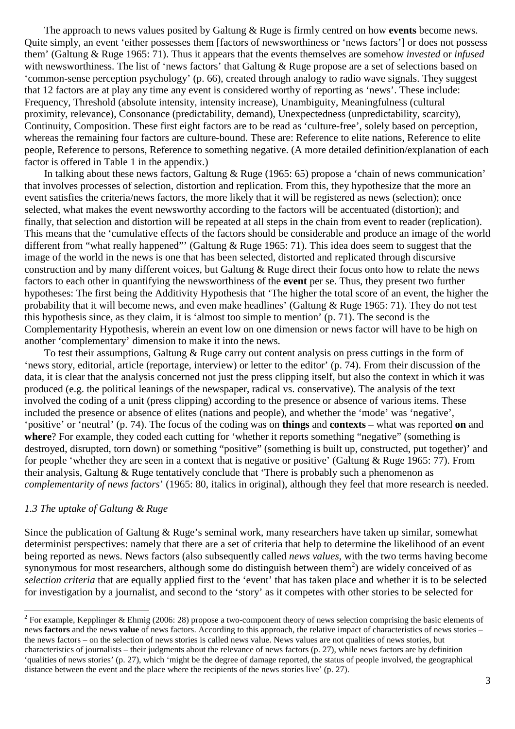The approach to news values posited by Galtung & Ruge is firmly centred on how **events** become news. Quite simply, an event 'either possesses them [factors of newsworthiness or 'news factors'] or does not possess them' (Galtung & Ruge 1965: 71). Thus it appears that the events themselves are somehow *invested* or *infused* with newsworthiness. The list of 'news factors' that Galtung & Ruge propose are a set of selections based on 'common-sense perception psychology' (p. 66), created through analogy to radio wave signals. They suggest that 12 factors are at play any time any event is considered worthy of reporting as 'news'. These include: Frequency, Threshold (absolute intensity, intensity increase), Unambiguity, Meaningfulness (cultural proximity, relevance), Consonance (predictability, demand), Unexpectedness (unpredictability, scarcity), Continuity, Composition. These first eight factors are to be read as 'culture-free', solely based on perception, whereas the remaining four factors are culture-bound. These are: Reference to elite nations, Reference to elite people, Reference to persons, Reference to something negative. (A more detailed definition/explanation of each factor is offered in Table 1 in the appendix.)

In talking about these news factors, Galtung & Ruge (1965: 65) propose a 'chain of news communication' that involves processes of selection, distortion and replication. From this, they hypothesize that the more an event satisfies the criteria/news factors, the more likely that it will be registered as news (selection); once selected, what makes the event newsworthy according to the factors will be accentuated (distortion); and finally, that selection and distortion will be repeated at all steps in the chain from event to reader (replication). This means that the 'cumulative effects of the factors should be considerable and produce an image of the world different from "what really happened"' (Galtung & Ruge 1965: 71). This idea does seem to suggest that the image of the world in the news is one that has been selected, distorted and replicated through discursive construction and by many different voices, but Galtung & Ruge direct their focus onto how to relate the news factors to each other in quantifying the newsworthiness of the **event** per se. Thus, they present two further hypotheses: The first being the Additivity Hypothesis that 'The higher the total score of an event, the higher the probability that it will become news, and even make headlines' (Galtung & Ruge 1965: 71). They do not test this hypothesis since, as they claim, it is 'almost too simple to mention' (p. 71). The second is the Complementarity Hypothesis, wherein an event low on one dimension or news factor will have to be high on another 'complementary' dimension to make it into the news.

To test their assumptions, Galtung & Ruge carry out content analysis on press cuttings in the form of 'news story, editorial, article (reportage, interview) or letter to the editor' (p. 74). From their discussion of the data, it is clear that the analysis concerned not just the press clipping itself, but also the context in which it was produced (e.g. the political leanings of the newspaper, radical vs. conservative). The analysis of the text involved the coding of a unit (press clipping) according to the presence or absence of various items. These included the presence or absence of elites (nations and people), and whether the 'mode' was 'negative', 'positive' or 'neutral' (p. 74). The focus of the coding was on **things** and **contexts** – what was reported **on** and **where**? For example, they coded each cutting for 'whether it reports something "negative" (something is destroyed, disrupted, torn down) or something "positive" (something is built up, constructed, put together)' and for people 'whether they are seen in a context that is negative or positive' (Galtung & Ruge 1965: 77). From their analysis, Galtung & Ruge tentatively conclude that 'There is probably such a phenomenon as *complementarity of news factors*' (1965: 80, italics in original), although they feel that more research is needed.

### *1.3 The uptake of Galtung & Ruge*

Since the publication of Galtung & Ruge's seminal work, many researchers have taken up similar, somewhat determinist perspectives: namely that there are a set of criteria that help to determine the likelihood of an event being reported as news. News factors (also subsequently called *news values*, with the two terms having become synonymous for most researchers, although some do distinguish between them[2]) are widely conceived of as *selection criteria* that are equally applied first to the 'event' that has taken place and whether it is to be selected for investigation by a journalist, and second to the 'story' as it competes with other stories to be selected for

---

[2] For example, Kepplinger & Ehmig (2006: 28) propose a two-component theory of news selection comprising the basic elements of news **factors** and the news **value** of news factors. According to this approach, the relative impact of characteristics of news stories – the news factors – on the selection of news stories is called news value. News values are not qualities of news stories, but characteristics of journalists – their judgments about the relevance of news factors (p. 27), while news factors are by definition 'qualities of news stories' (p. 27), which 'might be the degree of damage reported, the status of people involved, the geographical distance between the event and the place where the recipients of the news stories live' (p. 27).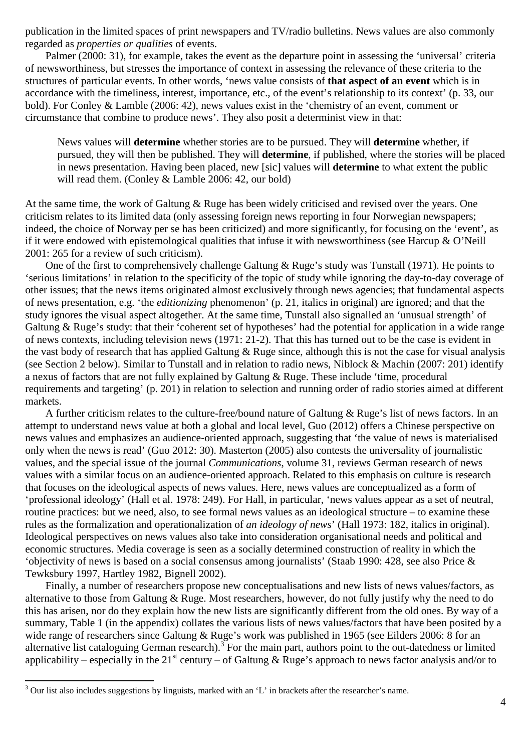publication in the limited spaces of print newspapers and TV/radio bulletins. News values are also commonly regarded as *properties or qualities* of events.

Palmer (2000: 31), for example, takes the event as the departure point in assessing the 'universal' criteria of newsworthiness, but stresses the importance of context in assessing the relevance of these criteria to the structures of particular events. In other words, 'news value consists of **that aspect of an event** which is in accordance with the timeliness, interest, importance, etc., of the event's relationship to its context' (p. 33, our bold). For Conley & Lamble (2006: 42), news values exist in the 'chemistry of an event, comment or circumstance that combine to produce news'. They also posit a determinist view in that:

> News values will **determine** whether stories are to be pursued. They will **determine** whether, if pursued, they will then be published. They will **determine**, if published, where the stories will be placed in news presentation. Having been placed, new [sic] values will **determine** to what extent the public will read them. (Conley & Lamble 2006: 42, our bold)

At the same time, the work of Galtung & Ruge has been widely criticised and revised over the years. One criticism relates to its limited data (only assessing foreign news reporting in four Norwegian newspapers; indeed, the choice of Norway per se has been criticized) and more significantly, for focusing on the 'event', as if it were endowed with epistemological qualities that infuse it with newsworthiness (see Harcup & O'Neill 2001: 265 for a review of such criticism).

One of the first to comprehensively challenge Galtung & Ruge's study was Tunstall (1971). He points to 'serious limitations' in relation to the specificity of the topic of study while ignoring the day-to-day coverage of other issues; that the news items originated almost exclusively through news agencies; that fundamental aspects of news presentation, e.g. 'the *editionizing* phenomenon' (p. 21, italics in original) are ignored; and that the study ignores the visual aspect altogether. At the same time, Tunstall also signalled an 'unusual strength' of Galtung & Ruge's study: that their 'coherent set of hypotheses' had the potential for application in a wide range of news contexts, including television news (1971: 21-2). That this has turned out to be the case is evident in the vast body of research that has applied Galtung & Ruge since, although this is not the case for visual analysis (see Section 2 below). Similar to Tunstall and in relation to radio news, Niblock & Machin (2007: 201) identify a nexus of factors that are not fully explained by Galtung & Ruge. These include 'time, procedural requirements and targeting' (p. 201) in relation to selection and running order of radio stories aimed at different markets.

A further criticism relates to the culture-free/bound nature of Galtung & Ruge's list of news factors. In an attempt to understand news value at both a global and local level, Guo (2012) offers a Chinese perspective on news values and emphasizes an audience-oriented approach, suggesting that 'the value of news is materialised only when the news is read' (Guo 2012: 30). Masterton (2005) also contests the universality of journalistic values, and the special issue of the journal *Communications*, volume 31, reviews German research of news values with a similar focus on an audience-oriented approach. Related to this emphasis on culture is research that focuses on the ideological aspects of news values. Here, news values are conceptualized as a form of 'professional ideology' (Hall et al. 1978: 249). For Hall, in particular, 'news values appear as a set of neutral, routine practices: but we need, also, to see formal news values as an ideological structure – to examine these rules as the formalization and operationalization of *an ideology of news*' (Hall 1973: 182, italics in original). Ideological perspectives on news values also take into consideration organisational needs and political and economic structures. Media coverage is seen as a socially determined construction of reality in which the 'objectivity of news is based on a social consensus among journalists' (Staab 1990: 428, see also Price & Tewksbury 1997, Hartley 1982, Bignell 2002).

Finally, a number of researchers propose new conceptualisations and new lists of news values/factors, as alternative to those from Galtung & Ruge. Most researchers, however, do not fully justify why the need to do this has arisen, nor do they explain how the new lists are significantly different from the old ones. By way of a summary, Table 1 (in the appendix) collates the various lists of news values/factors that have been posited by a wide range of researchers since Galtung & Ruge's work was published in 1965 (see Eilders 2006: 8 for an alternative list cataloguing German research).[3] For the main part, authors point to the out-datedness or limited applicability – especially in the 21st century – of Galtung & Ruge's approach to news factor analysis and/or to

[3] Our list also includes suggestions by linguists, marked with an 'L' in brackets after the researcher's name.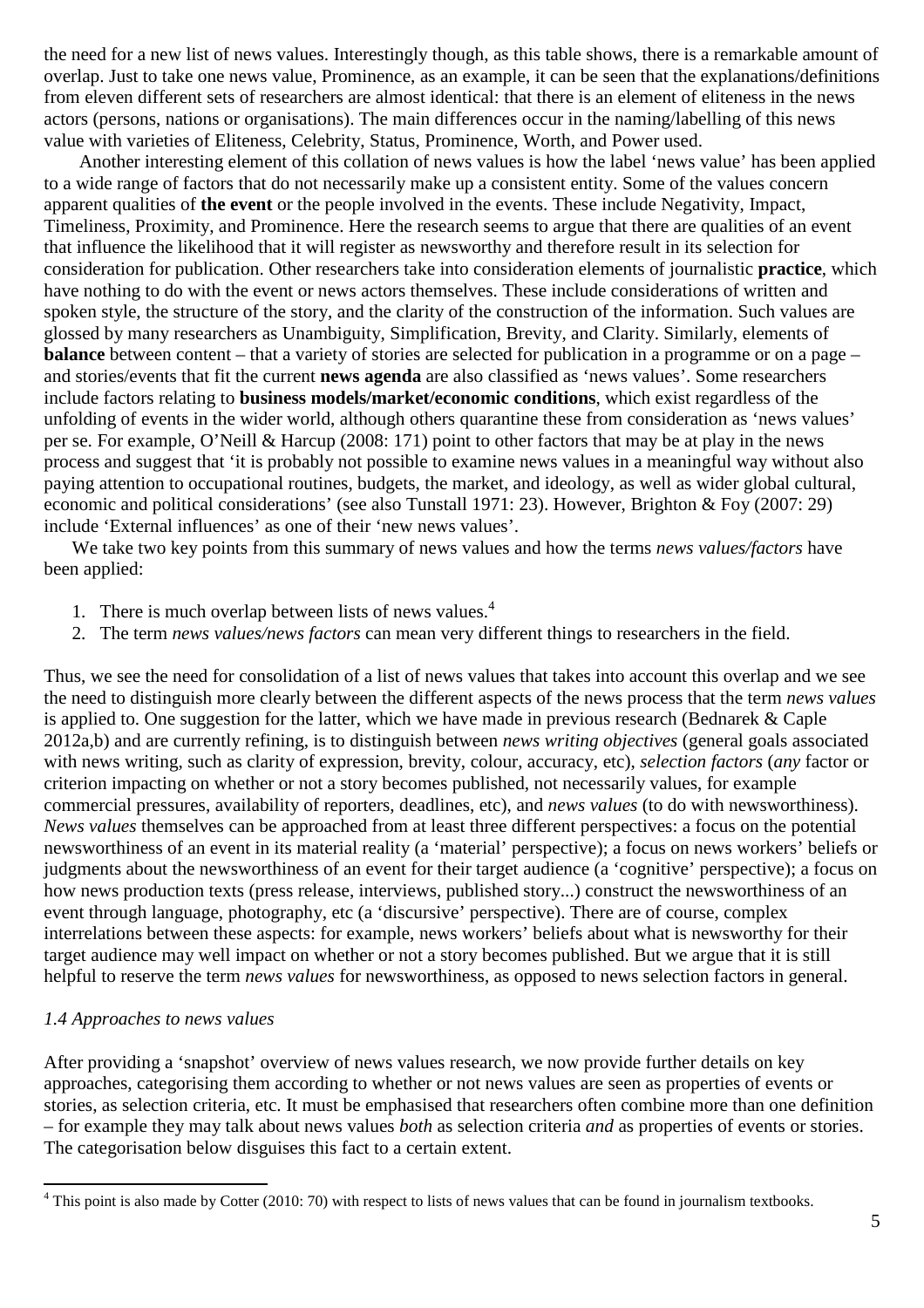the need for a new list of news values. Interestingly though, as this table shows, there is a remarkable amount of overlap. Just to take one news value, Prominence, as an example, it can be seen that the explanations/definitions from eleven different sets of researchers are almost identical: that there is an element of eliteness in the news actors (persons, nations or organisations). The main differences occur in the naming/labelling of this news value with varieties of Eliteness, Celebrity, Status, Prominence, Worth, and Power used.

Another interesting element of this collation of news values is how the label 'news value' has been applied to a wide range of factors that do not necessarily make up a consistent entity. Some of the values concern apparent qualities of **the event** or the people involved in the events. These include Negativity, Impact, Timeliness, Proximity, and Prominence. Here the research seems to argue that there are qualities of an event that influence the likelihood that it will register as newsworthy and therefore result in its selection for consideration for publication. Other researchers take into consideration elements of journalistic **practice**, which have nothing to do with the event or news actors themselves. These include considerations of written and spoken style, the structure of the story, and the clarity of the construction of the information. Such values are glossed by many researchers as Unambiguity, Simplification, Brevity, and Clarity. Similarly, elements of **balance** between content – that a variety of stories are selected for publication in a programme or on a page – and stories/events that fit the current **news agenda** are also classified as 'news values'. Some researchers include factors relating to **business models/market/economic conditions**, which exist regardless of the unfolding of events in the wider world, although others quarantine these from consideration as 'news values' per se. For example, O'Neill & Harcup (2008: 171) point to other factors that may be at play in the news process and suggest that 'it is probably not possible to examine news values in a meaningful way without also paying attention to occupational routines, budgets, the market, and ideology, as well as wider global cultural, economic and political considerations' (see also Tunstall 1971: 23). However, Brighton & Foy (2007: 29) include 'External influences' as one of their 'new news values'.

We take two key points from this summary of news values and how the terms *news values/factors* have been applied:

1. There is much overlap between lists of news values.[4]
2. The term *news values/news factors* can mean very different things to researchers in the field.

Thus, we see the need for consolidation of a list of news values that takes into account this overlap and we see the need to distinguish more clearly between the different aspects of the news process that the term *news values* is applied to. One suggestion for the latter, which we have made in previous research (Bednarek & Caple 2012a,b) and are currently refining, is to distinguish between *news writing objectives* (general goals associated with news writing, such as clarity of expression, brevity, colour, accuracy, etc), *selection factors* (*any* factor or criterion impacting on whether or not a story becomes published, not necessarily values, for example commercial pressures, availability of reporters, deadlines, etc), and *news values* (to do with newsworthiness). *News values* themselves can be approached from at least three different perspectives: a focus on the potential newsworthiness of an event in its material reality (a 'material' perspective); a focus on news workers' beliefs or judgments about the newsworthiness of an event for their target audience (a 'cognitive' perspective); a focus on how news production texts (press release, interviews, published story...) construct the newsworthiness of an event through language, photography, etc (a 'discursive' perspective). There are of course, complex interrelations between these aspects: for example, news workers' beliefs about what is newsworthy for their target audience may well impact on whether or not a story becomes published. But we argue that it is still helpful to reserve the term *news values* for newsworthiness, as opposed to news selection factors in general.

### *1.4 Approaches to news values*

After providing a 'snapshot' overview of news values research, we now provide further details on key approaches, categorising them according to whether or not news values are seen as properties of events or stories, as selection criteria, etc. It must be emphasised that researchers often combine more than one definition – for example they may talk about news values *both* as selection criteria *and* as properties of events or stories. The categorisation below disguises this fact to a certain extent.

[4] This point is also made by Cotter (2010: 70) with respect to lists of news values that can be found in journalism textbooks.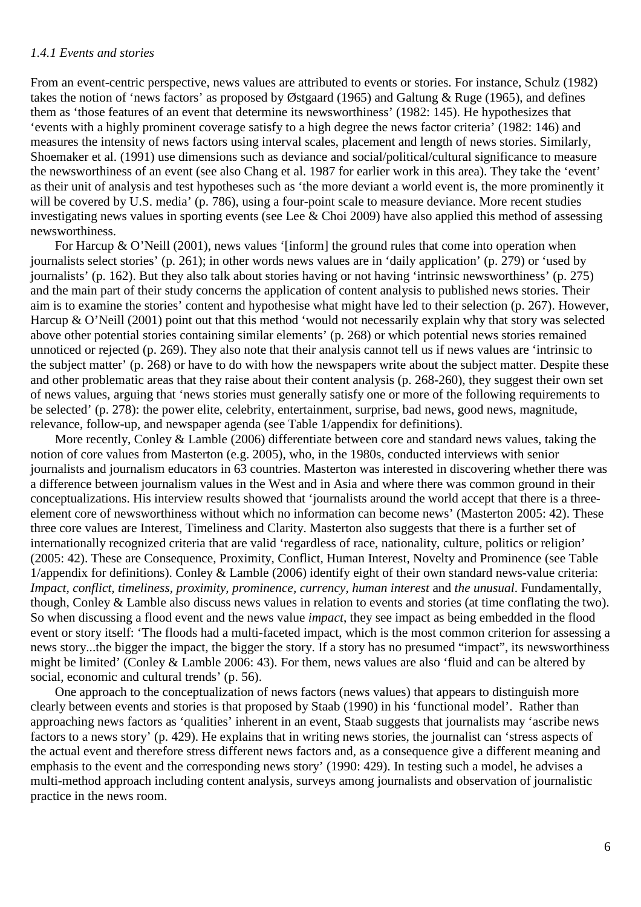*1.4.1 Events and stories*

From an event-centric perspective, news values are attributed to events or stories. For instance, Schulz (1982) takes the notion of 'news factors' as proposed by Østgaard (1965) and Galtung & Ruge (1965), and defines them as 'those features of an event that determine its newsworthiness' (1982: 145). He hypothesizes that 'events with a highly prominent coverage satisfy to a high degree the news factor criteria' (1982: 146) and measures the intensity of news factors using interval scales, placement and length of news stories. Similarly, Shoemaker et al. (1991) use dimensions such as deviance and social/political/cultural significance to measure the newsworthiness of an event (see also Chang et al. 1987 for earlier work in this area). They take the 'event' as their unit of analysis and test hypotheses such as 'the more deviant a world event is, the more prominently it will be covered by U.S. media' (p. 786), using a four-point scale to measure deviance. More recent studies investigating news values in sporting events (see Lee & Choi 2009) have also applied this method of assessing newsworthiness.

For Harcup & O'Neill (2001), news values '[inform] the ground rules that come into operation when journalists select stories' (p. 261); in other words news values are in 'daily application' (p. 279) or 'used by journalists' (p. 162). But they also talk about stories having or not having 'intrinsic newsworthiness' (p. 275) and the main part of their study concerns the application of content analysis to published news stories. Their aim is to examine the stories' content and hypothesise what might have led to their selection (p. 267). However, Harcup & O'Neill (2001) point out that this method 'would not necessarily explain why that story was selected above other potential stories containing similar elements' (p. 268) or which potential news stories remained unnoticed or rejected (p. 269). They also note that their analysis cannot tell us if news values are 'intrinsic to the subject matter' (p. 268) or have to do with how the newspapers write about the subject matter. Despite these and other problematic areas that they raise about their content analysis (p. 268-260), they suggest their own set of news values, arguing that 'news stories must generally satisfy one or more of the following requirements to be selected' (p. 278): the power elite, celebrity, entertainment, surprise, bad news, good news, magnitude, relevance, follow-up, and newspaper agenda (see Table 1/appendix for definitions).

More recently, Conley & Lamble (2006) differentiate between core and standard news values, taking the notion of core values from Masterton (e.g. 2005), who, in the 1980s, conducted interviews with senior journalists and journalism educators in 63 countries. Masterton was interested in discovering whether there was a difference between journalism values in the West and in Asia and where there was common ground in their conceptualizations. His interview results showed that 'journalists around the world accept that there is a three-element core of newsworthiness without which no information can become news' (Masterton 2005: 42). These three core values are Interest, Timeliness and Clarity. Masterton also suggests that there is a further set of internationally recognized criteria that are valid 'regardless of race, nationality, culture, politics or religion' (2005: 42). These are Consequence, Proximity, Conflict, Human Interest, Novelty and Prominence (see Table 1/appendix for definitions). Conley & Lamble (2006) identify eight of their own standard news-value criteria: *Impact*, *conflict*, *timeliness*, *proximity*, *prominence*, *currency*, *human interest* and *the unusual*. Fundamentally, though, Conley & Lamble also discuss news values in relation to events and stories (at time conflating the two). So when discussing a flood event and the news value *impact*, they see impact as being embedded in the flood event or story itself: 'The floods had a multi-faceted impact, which is the most common criterion for assessing a news story...the bigger the impact, the bigger the story. If a story has no presumed "impact", its newsworthiness might be limited' (Conley & Lamble 2006: 43). For them, news values are also 'fluid and can be altered by social, economic and cultural trends' (p. 56).

One approach to the conceptualization of news factors (news values) that appears to distinguish more clearly between events and stories is that proposed by Staab (1990) in his 'functional model'. Rather than approaching news factors as 'qualities' inherent in an event, Staab suggests that journalists may 'ascribe news factors to a news story' (p. 429). He explains that in writing news stories, the journalist can 'stress aspects of the actual event and therefore stress different news factors and, as a consequence give a different meaning and emphasis to the event and the corresponding news story' (1990: 429). In testing such a model, he advises a multi-method approach including content analysis, surveys among journalists and observation of journalistic practice in the news room.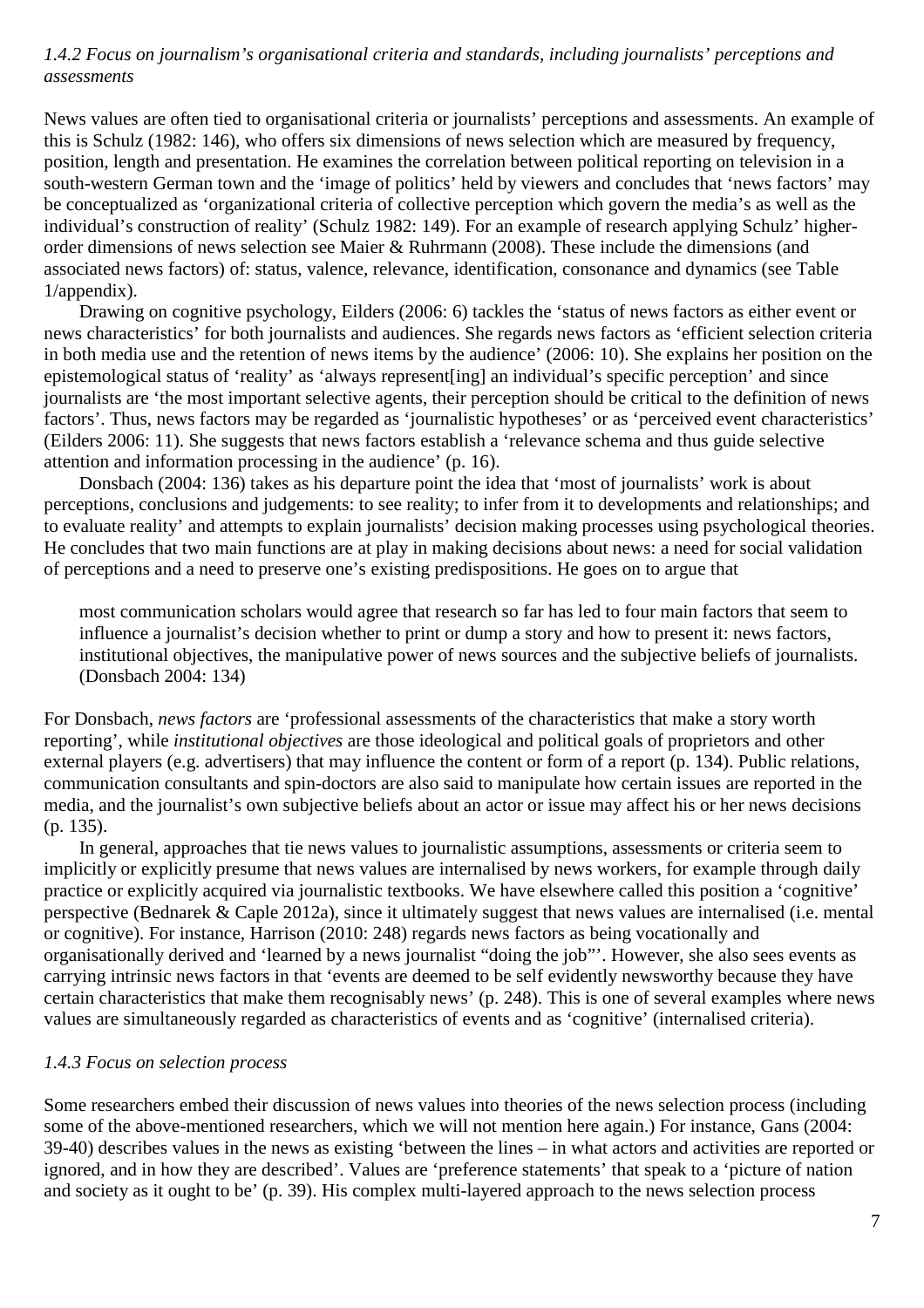### *1.4.2 Focus on journalism's organisational criteria and standards, including journalists' perceptions and assessments*

News values are often tied to organisational criteria or journalists' perceptions and assessments. An example of this is Schulz (1982: 146), who offers six dimensions of news selection which are measured by frequency, position, length and presentation. He examines the correlation between political reporting on television in a south-western German town and the 'image of politics' held by viewers and concludes that 'news factors' may be conceptualized as 'organizational criteria of collective perception which govern the media's as well as the individual's construction of reality' (Schulz 1982: 149). For an example of research applying Schulz' higher-order dimensions of news selection see Maier & Ruhrmann (2008). These include the dimensions (and associated news factors) of: status, valence, relevance, identification, consonance and dynamics (see Table 1/appendix).

Drawing on cognitive psychology, Eilders (2006: 6) tackles the 'status of news factors as either event or news characteristics' for both journalists and audiences. She regards news factors as 'efficient selection criteria in both media use and the retention of news items by the audience' (2006: 10). She explains her position on the epistemological status of 'reality' as 'always represent[ing] an individual's specific perception' and since journalists are 'the most important selective agents, their perception should be critical to the definition of news factors'. Thus, news factors may be regarded as 'journalistic hypotheses' or as 'perceived event characteristics' (Eilders 2006: 11). She suggests that news factors establish a 'relevance schema and thus guide selective attention and information processing in the audience' (p. 16).

Donsbach (2004: 136) takes as his departure point the idea that 'most of journalists' work is about perceptions, conclusions and judgements: to see reality; to infer from it to developments and relationships; and to evaluate reality' and attempts to explain journalists' decision making processes using psychological theories. He concludes that two main functions are at play in making decisions about news: a need for social validation of perceptions and a need to preserve one's existing predispositions. He goes on to argue that

> most communication scholars would agree that research so far has led to four main factors that seem to influence a journalist's decision whether to print or dump a story and how to present it: news factors, institutional objectives, the manipulative power of news sources and the subjective beliefs of journalists. (Donsbach 2004: 134)

For Donsbach, *news factors* are 'professional assessments of the characteristics that make a story worth reporting', while *institutional objectives* are those ideological and political goals of proprietors and other external players (e.g. advertisers) that may influence the content or form of a report (p. 134). Public relations, communication consultants and spin-doctors are also said to manipulate how certain issues are reported in the media, and the journalist's own subjective beliefs about an actor or issue may affect his or her news decisions (p. 135).

In general, approaches that tie news values to journalistic assumptions, assessments or criteria seem to implicitly or explicitly presume that news values are internalised by news workers, for example through daily practice or explicitly acquired via journalistic textbooks. We have elsewhere called this position a 'cognitive' perspective (Bednarek & Caple 2012a), since it ultimately suggest that news values are internalised (i.e. mental or cognitive). For instance, Harrison (2010: 248) regards news factors as being vocationally and organisationally derived and 'learned by a news journalist "doing the job"'. However, she also sees events as carrying intrinsic news factors in that 'events are deemed to be self evidently newsworthy because they have certain characteristics that make them recognisably news' (p. 248). This is one of several examples where news values are simultaneously regarded as characteristics of events and as 'cognitive' (internalised criteria).

### *1.4.3 Focus on selection process*

Some researchers embed their discussion of news values into theories of the news selection process (including some of the above-mentioned researchers, which we will not mention here again.) For instance, Gans (2004: 39-40) describes values in the news as existing 'between the lines – in what actors and activities are reported or ignored, and in how they are described'. Values are 'preference statements' that speak to a 'picture of nation and society as it ought to be' (p. 39). His complex multi-layered approach to the news selection process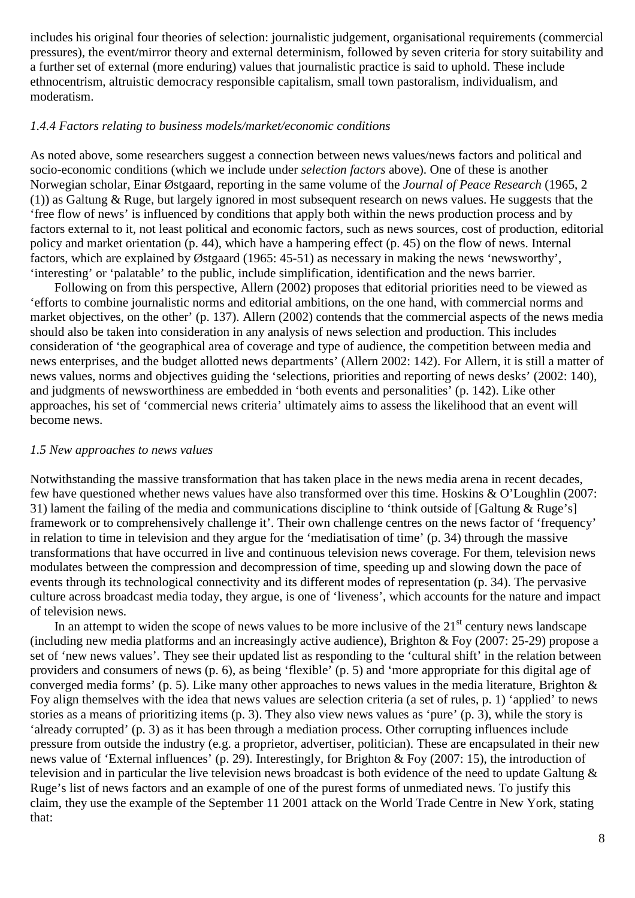includes his original four theories of selection: journalistic judgement, organisational requirements (commercial pressures), the event/mirror theory and external determinism, followed by seven criteria for story suitability and a further set of external (more enduring) values that journalistic practice is said to uphold. These include ethnocentrism, altruistic democracy responsible capitalism, small town pastoralism, individualism, and moderatism.

*1.4.4 Factors relating to business models/market/economic conditions*

As noted above, some researchers suggest a connection between news values/news factors and political and socio-economic conditions (which we include under *selection factors* above). One of these is another Norwegian scholar, Einar Østgaard, reporting in the same volume of the *Journal of Peace Research* (1965, 2 (1)) as Galtung & Ruge, but largely ignored in most subsequent research on news values. He suggests that the 'free flow of news' is influenced by conditions that apply both within the news production process and by factors external to it, not least political and economic factors, such as news sources, cost of production, editorial policy and market orientation (p. 44), which have a hampering effect (p. 45) on the flow of news. Internal factors, which are explained by Østgaard (1965: 45-51) as necessary in making the news 'newsworthy', 'interesting' or 'palatable' to the public, include simplification, identification and the news barrier.

Following on from this perspective, Allern (2002) proposes that editorial priorities need to be viewed as 'efforts to combine journalistic norms and editorial ambitions, on the one hand, with commercial norms and market objectives, on the other' (p. 137). Allern (2002) contends that the commercial aspects of the news media should also be taken into consideration in any analysis of news selection and production. This includes consideration of 'the geographical area of coverage and type of audience, the competition between media and news enterprises, and the budget allotted news departments' (Allern 2002: 142). For Allern, it is still a matter of news values, norms and objectives guiding the 'selections, priorities and reporting of news desks' (2002: 140), and judgments of newsworthiness are embedded in 'both events and personalities' (p. 142). Like other approaches, his set of 'commercial news criteria' ultimately aims to assess the likelihood that an event will become news.

*1.5 New approaches to news values*

Notwithstanding the massive transformation that has taken place in the news media arena in recent decades, few have questioned whether news values have also transformed over this time. Hoskins & O'Loughlin (2007: 31) lament the failing of the media and communications discipline to 'think outside of [Galtung & Ruge's] framework or to comprehensively challenge it'. Their own challenge centres on the news factor of 'frequency' in relation to time in television and they argue for the 'mediatisation of time' (p. 34) through the massive transformations that have occurred in live and continuous television news coverage. For them, television news modulates between the compression and decompression of time, speeding up and slowing down the pace of events through its technological connectivity and its different modes of representation (p. 34). The pervasive culture across broadcast media today, they argue, is one of 'liveness', which accounts for the nature and impact of television news.

In an attempt to widen the scope of news values to be more inclusive of the 21st century news landscape (including new media platforms and an increasingly active audience), Brighton & Foy (2007: 25-29) propose a set of 'new news values'. They see their updated list as responding to the 'cultural shift' in the relation between providers and consumers of news (p. 6), as being 'flexible' (p. 5) and 'more appropriate for this digital age of converged media forms' (p. 5). Like many other approaches to news values in the media literature, Brighton & Foy align themselves with the idea that news values are selection criteria (a set of rules, p. 1) 'applied' to news stories as a means of prioritizing items (p. 3). They also view news values as 'pure' (p. 3), while the story is 'already corrupted' (p. 3) as it has been through a mediation process. Other corrupting influences include pressure from outside the industry (e.g. a proprietor, advertiser, politician). These are encapsulated in their new news value of 'External influences' (p. 29). Interestingly, for Brighton & Foy (2007: 15), the introduction of television and in particular the live television news broadcast is both evidence of the need to update Galtung & Ruge's list of news factors and an example of one of the purest forms of unmediated news. To justify this claim, they use the example of the September 11 2001 attack on the World Trade Centre in New York, stating that: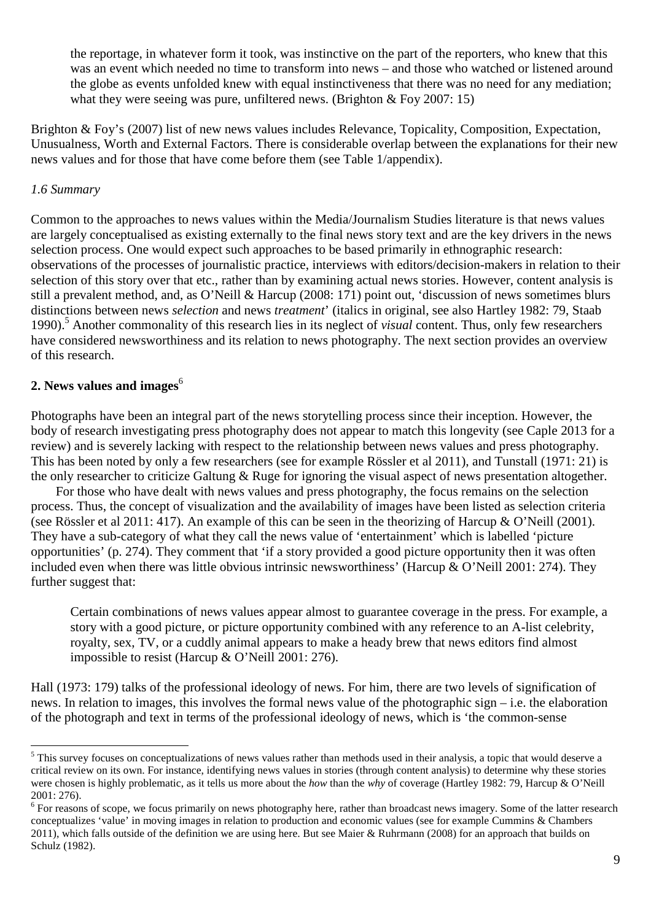> the reportage, in whatever form it took, was instinctive on the part of the reporters, who knew that this was an event which needed no time to transform into news – and those who watched or listened around the globe as events unfolded knew with equal instinctiveness that there was no need for any mediation; what they were seeing was pure, unfiltered news. (Brighton & Foy 2007: 15)

Brighton & Foy's (2007) list of new news values includes Relevance, Topicality, Composition, Expectation, Unusualness, Worth and External Factors. There is considerable overlap between the explanations for their new news values and for those that have come before them (see Table 1/appendix).

### *1.6 Summary*

Common to the approaches to news values within the Media/Journalism Studies literature is that news values are largely conceptualised as existing externally to the final news story text and are the key drivers in the news selection process. One would expect such approaches to be based primarily in ethnographic research: observations of the processes of journalistic practice, interviews with editors/decision-makers in relation to their selection of this story over that etc., rather than by examining actual news stories. However, content analysis is still a prevalent method, and, as O'Neill & Harcup (2008: 171) point out, 'discussion of news sometimes blurs distinctions between news *selection* and news *treatment*' (italics in original, see also Hartley 1982: 79, Staab 1990).[5] Another commonality of this research lies in its neglect of *visual* content. Thus, only few researchers have considered newsworthiness and its relation to news photography. The next section provides an overview of this research.

## 2. News values and images[6]

Photographs have been an integral part of the news storytelling process since their inception. However, the body of research investigating press photography does not appear to match this longevity (see Caple 2013 for a review) and is severely lacking with respect to the relationship between news values and press photography. This has been noted by only a few researchers (see for example Rössler et al 2011), and Tunstall (1971: 21) is the only researcher to criticize Galtung & Ruge for ignoring the visual aspect of news presentation altogether.

For those who have dealt with news values and press photography, the focus remains on the selection process. Thus, the concept of visualization and the availability of images have been listed as selection criteria (see Rössler et al 2011: 417). An example of this can be seen in the theorizing of Harcup & O'Neill (2001). They have a sub-category of what they call the news value of 'entertainment' which is labelled 'picture opportunities' (p. 274). They comment that 'if a story provided a good picture opportunity then it was often included even when there was little obvious intrinsic newsworthiness' (Harcup & O'Neill 2001: 274). They further suggest that:

> Certain combinations of news values appear almost to guarantee coverage in the press. For example, a story with a good picture, or picture opportunity combined with any reference to an A-list celebrity, royalty, sex, TV, or a cuddly animal appears to make a heady brew that news editors find almost impossible to resist (Harcup & O'Neill 2001: 276).

Hall (1973: 179) talks of the professional ideology of news. For him, there are two levels of signification of news. In relation to images, this involves the formal news value of the photographic sign – i.e. the elaboration of the photograph and text in terms of the professional ideology of news, which is 'the common-sense

---

[5] This survey focuses on conceptualizations of news values rather than methods used in their analysis, a topic that would deserve a critical review on its own. For instance, identifying news values in stories (through content analysis) to determine why these stories were chosen is highly problematic, as it tells us more about the *how* than the *why* of coverage (Hartley 1982: 79, Harcup & O'Neill 2001: 276).

[6] For reasons of scope, we focus primarily on news photography here, rather than broadcast news imagery. Some of the latter research conceptualizes 'value' in moving images in relation to production and economic values (see for example Cummins & Chambers 2011), which falls outside of the definition we are using here. But see Maier & Ruhrmann (2008) for an approach that builds on Schulz (1982).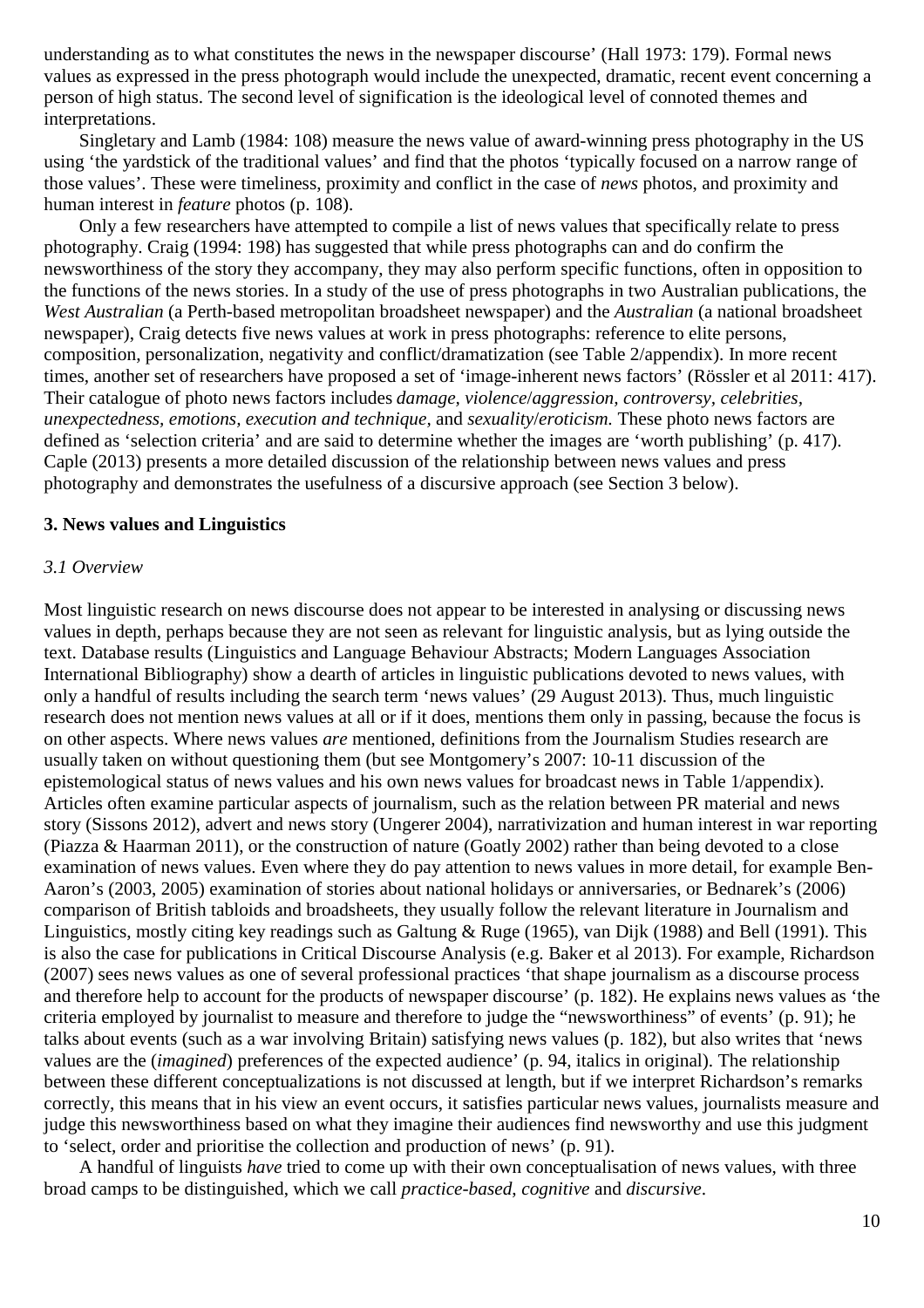understanding as to what constitutes the news in the newspaper discourse' (Hall 1973: 179). Formal news values as expressed in the press photograph would include the unexpected, dramatic, recent event concerning a person of high status. The second level of signification is the ideological level of connoted themes and interpretations.

Singletary and Lamb (1984: 108) measure the news value of award-winning press photography in the US using 'the yardstick of the traditional values' and find that the photos 'typically focused on a narrow range of those values'. These were timeliness, proximity and conflict in the case of *news* photos, and proximity and human interest in *feature* photos (p. 108).

Only a few researchers have attempted to compile a list of news values that specifically relate to press photography. Craig (1994: 198) has suggested that while press photographs can and do confirm the newsworthiness of the story they accompany, they may also perform specific functions, often in opposition to the functions of the news stories. In a study of the use of press photographs in two Australian publications, the *West Australian* (a Perth-based metropolitan broadsheet newspaper) and the *Australian* (a national broadsheet newspaper), Craig detects five news values at work in press photographs: reference to elite persons, composition, personalization, negativity and conflict/dramatization (see Table 2/appendix). In more recent times, another set of researchers have proposed a set of 'image-inherent news factors' (Rössler et al 2011: 417). Their catalogue of photo news factors includes *damage*, *violence*/*aggression*, *controversy*, *celebrities*, *unexpectedness*, *emotions*, *execution and technique*, and *sexuality*/*eroticism.* These photo news factors are defined as 'selection criteria' and are said to determine whether the images are 'worth publishing' (p. 417). Caple (2013) presents a more detailed discussion of the relationship between news values and press photography and demonstrates the usefulness of a discursive approach (see Section 3 below).

## 3. News values and Linguistics

### *3.1 Overview*

Most linguistic research on news discourse does not appear to be interested in analysing or discussing news values in depth, perhaps because they are not seen as relevant for linguistic analysis, but as lying outside the text. Database results (Linguistics and Language Behaviour Abstracts; Modern Languages Association International Bibliography) show a dearth of articles in linguistic publications devoted to news values, with only a handful of results including the search term 'news values' (29 August 2013). Thus, much linguistic research does not mention news values at all or if it does, mentions them only in passing, because the focus is on other aspects. Where news values *are* mentioned, definitions from the Journalism Studies research are usually taken on without questioning them (but see Montgomery's 2007: 10-11 discussion of the epistemological status of news values and his own news values for broadcast news in Table 1/appendix). Articles often examine particular aspects of journalism, such as the relation between PR material and news story (Sissons 2012), advert and news story (Ungerer 2004), narrativization and human interest in war reporting (Piazza & Haarman 2011), or the construction of nature (Goatly 2002) rather than being devoted to a close examination of news values. Even where they do pay attention to news values in more detail, for example Ben-Aaron's (2003, 2005) examination of stories about national holidays or anniversaries, or Bednarek's (2006) comparison of British tabloids and broadsheets, they usually follow the relevant literature in Journalism and Linguistics, mostly citing key readings such as Galtung & Ruge (1965), van Dijk (1988) and Bell (1991). This is also the case for publications in Critical Discourse Analysis (e.g. Baker et al 2013). For example, Richardson (2007) sees news values as one of several professional practices 'that shape journalism as a discourse process and therefore help to account for the products of newspaper discourse' (p. 182). He explains news values as 'the criteria employed by journalist to measure and therefore to judge the "newsworthiness" of events' (p. 91); he talks about events (such as a war involving Britain) satisfying news values (p. 182), but also writes that 'news values are the (*imagined*) preferences of the expected audience' (p. 94, italics in original). The relationship between these different conceptualizations is not discussed at length, but if we interpret Richardson's remarks correctly, this means that in his view an event occurs, it satisfies particular news values, journalists measure and judge this newsworthiness based on what they imagine their audiences find newsworthy and use this judgment to 'select, order and prioritise the collection and production of news' (p. 91).

A handful of linguists *have* tried to come up with their own conceptualisation of news values, with three broad camps to be distinguished, which we call *practice-based*, *cognitive* and *discursive*.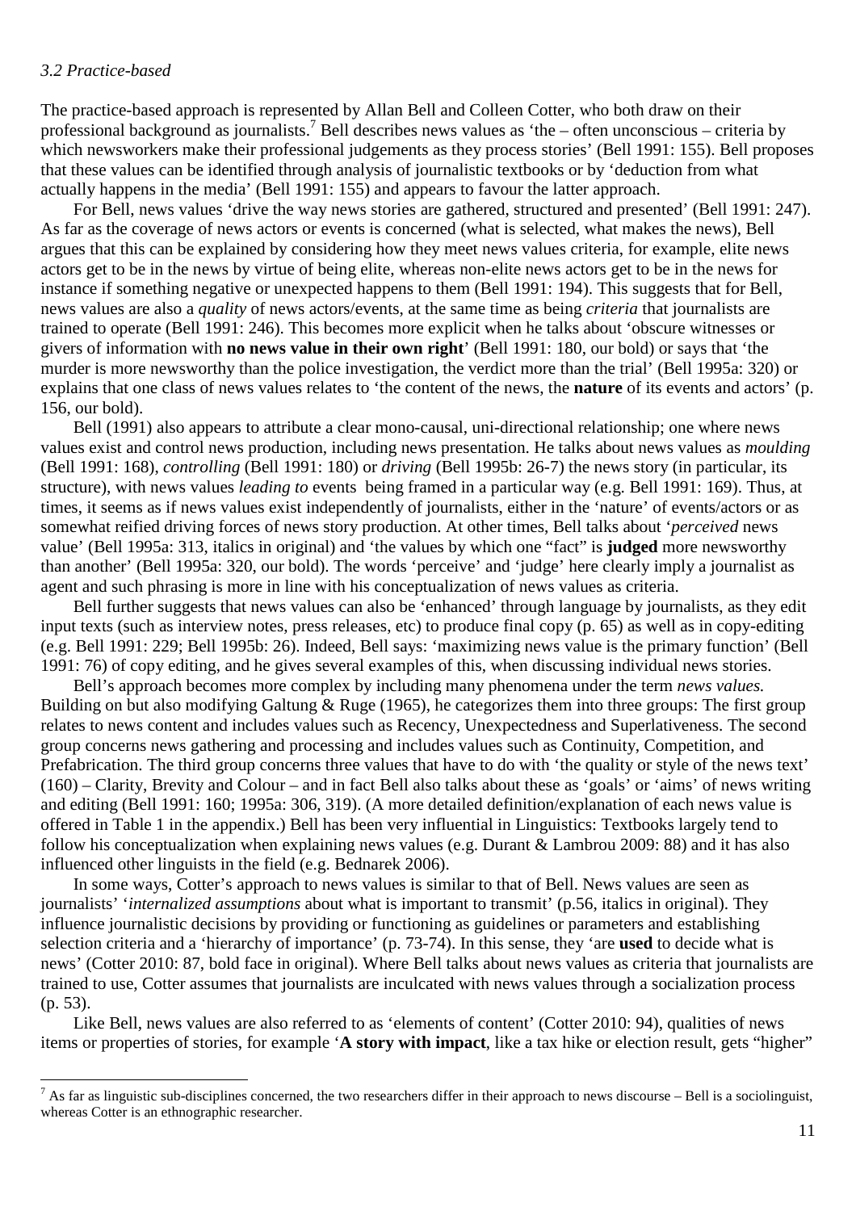### *3.2 Practice-based*

The practice-based approach is represented by Allan Bell and Colleen Cotter, who both draw on their professional background as journalists.[7] Bell describes news values as 'the – often unconscious – criteria by which newsworkers make their professional judgements as they process stories' (Bell 1991: 155). Bell proposes that these values can be identified through analysis of journalistic textbooks or by 'deduction from what actually happens in the media' (Bell 1991: 155) and appears to favour the latter approach.

For Bell, news values 'drive the way news stories are gathered, structured and presented' (Bell 1991: 247). As far as the coverage of news actors or events is concerned (what is selected, what makes the news), Bell argues that this can be explained by considering how they meet news values criteria, for example, elite news actors get to be in the news by virtue of being elite, whereas non-elite news actors get to be in the news for instance if something negative or unexpected happens to them (Bell 1991: 194). This suggests that for Bell, news values are also a *quality* of news actors/events, at the same time as being *criteria* that journalists are trained to operate (Bell 1991: 246). This becomes more explicit when he talks about 'obscure witnesses or givers of information with **no news value in their own right**' (Bell 1991: 180, our bold) or says that 'the murder is more newsworthy than the police investigation, the verdict more than the trial' (Bell 1995a: 320) or explains that one class of news values relates to 'the content of the news, the **nature** of its events and actors' (p. 156, our bold).

Bell (1991) also appears to attribute a clear mono-causal, uni-directional relationship; one where news values exist and control news production, including news presentation. He talks about news values as *moulding* (Bell 1991: 168), *controlling* (Bell 1991: 180) or *driving* (Bell 1995b: 26-7) the news story (in particular, its structure), with news values *leading to* events being framed in a particular way (e.g. Bell 1991: 169). Thus, at times, it seems as if news values exist independently of journalists, either in the 'nature' of events/actors or as somewhat reified driving forces of news story production. At other times, Bell talks about '*perceived* news value' (Bell 1995a: 313, italics in original) and 'the values by which one "fact" is **judged** more newsworthy than another' (Bell 1995a: 320, our bold). The words 'perceive' and 'judge' here clearly imply a journalist as agent and such phrasing is more in line with his conceptualization of news values as criteria.

Bell further suggests that news values can also be 'enhanced' through language by journalists, as they edit input texts (such as interview notes, press releases, etc) to produce final copy (p. 65) as well as in copy-editing (e.g. Bell 1991: 229; Bell 1995b: 26). Indeed, Bell says: 'maximizing news value is the primary function' (Bell 1991: 76) of copy editing, and he gives several examples of this, when discussing individual news stories.

Bell's approach becomes more complex by including many phenomena under the term *news values.* Building on but also modifying Galtung & Ruge (1965), he categorizes them into three groups: The first group relates to news content and includes values such as Recency, Unexpectedness and Superlativeness. The second group concerns news gathering and processing and includes values such as Continuity, Competition, and Prefabrication. The third group concerns three values that have to do with 'the quality or style of the news text' (160) – Clarity, Brevity and Colour – and in fact Bell also talks about these as 'goals' or 'aims' of news writing and editing (Bell 1991: 160; 1995a: 306, 319). (A more detailed definition/explanation of each news value is offered in Table 1 in the appendix.) Bell has been very influential in Linguistics: Textbooks largely tend to follow his conceptualization when explaining news values (e.g. Durant & Lambrou 2009: 88) and it has also influenced other linguists in the field (e.g. Bednarek 2006).

In some ways, Cotter's approach to news values is similar to that of Bell. News values are seen as journalists' '*internalized assumptions* about what is important to transmit' (p.56, italics in original). They influence journalistic decisions by providing or functioning as guidelines or parameters and establishing selection criteria and a 'hierarchy of importance' (p. 73-74). In this sense, they 'are **used** to decide what is news' (Cotter 2010: 87, bold face in original). Where Bell talks about news values as criteria that journalists are trained to use, Cotter assumes that journalists are inculcated with news values through a socialization process (p. 53).

Like Bell, news values are also referred to as 'elements of content' (Cotter 2010: 94), qualities of news items or properties of stories, for example '**A story with impact**, like a tax hike or election result, gets "higher"

[7] As far as linguistic sub-disciplines concerned, the two researchers differ in their approach to news discourse – Bell is a sociolinguist, whereas Cotter is an ethnographic researcher.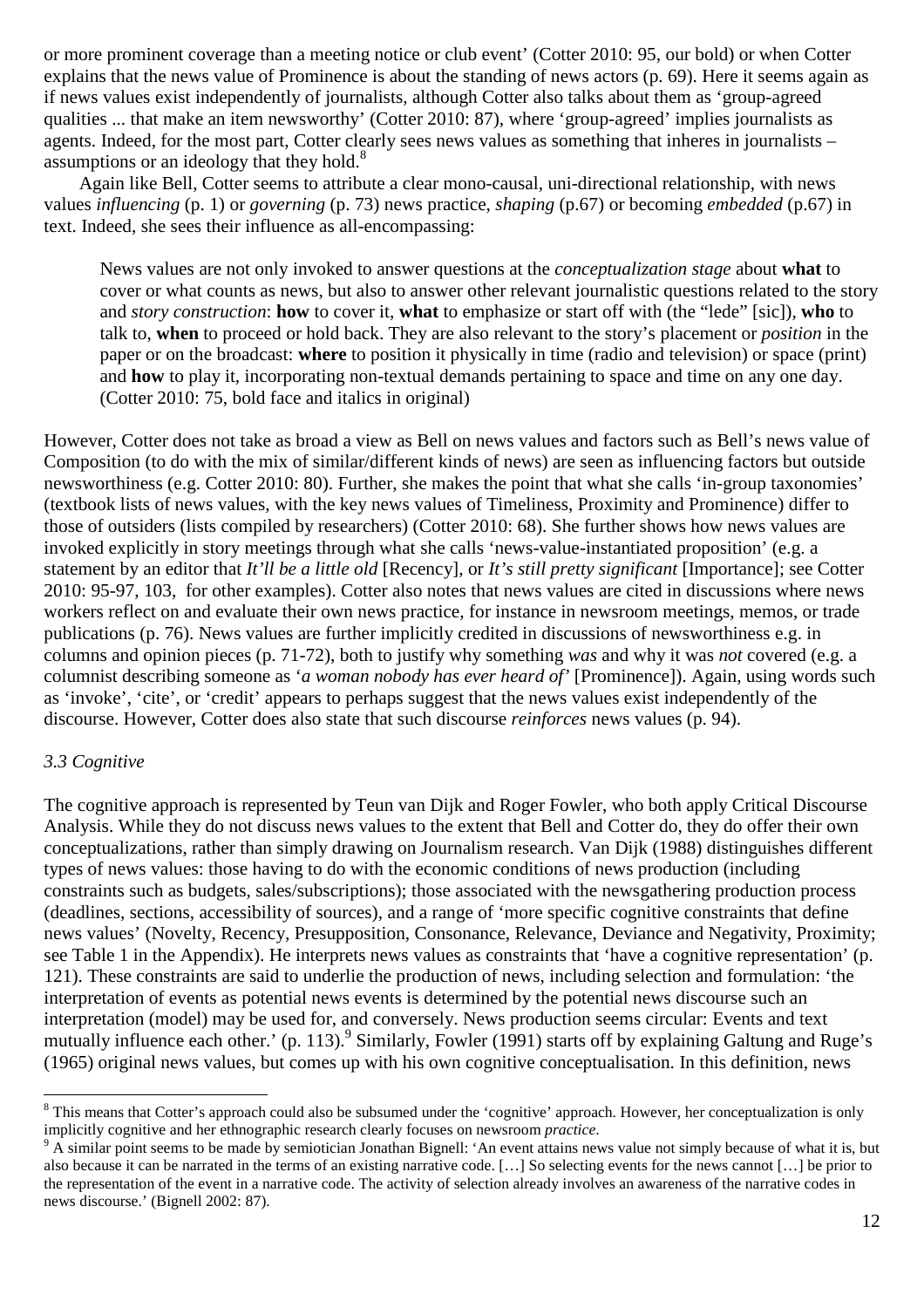or more prominent coverage than a meeting notice or club event' (Cotter 2010: 95, our bold) or when Cotter explains that the news value of Prominence is about the standing of news actors (p. 69). Here it seems again as if news values exist independently of journalists, although Cotter also talks about them as 'group-agreed qualities ... that make an item newsworthy' (Cotter 2010: 87), where 'group-agreed' implies journalists as agents. Indeed, for the most part, Cotter clearly sees news values as something that inheres in journalists – assumptions or an ideology that they hold.[8]

Again like Bell, Cotter seems to attribute a clear mono-causal, uni-directional relationship, with news values *influencing* (p. 1) or *governing* (p. 73) news practice, *shaping* (p.67) or becoming *embedded* (p.67) in text. Indeed, she sees their influence as all-encompassing:

> News values are not only invoked to answer questions at the *conceptualization stage* about **what** to cover or what counts as news, but also to answer other relevant journalistic questions related to the story and *story construction*: **how** to cover it, **what** to emphasize or start off with (the "lede" [sic]), **who** to talk to, **when** to proceed or hold back. They are also relevant to the story's placement or *position* in the paper or on the broadcast: **where** to position it physically in time (radio and television) or space (print) and **how** to play it, incorporating non-textual demands pertaining to space and time on any one day. (Cotter 2010: 75, bold face and italics in original)

However, Cotter does not take as broad a view as Bell on news values and factors such as Bell's news value of Composition (to do with the mix of similar/different kinds of news) are seen as influencing factors but outside newsworthiness (e.g. Cotter 2010: 80). Further, she makes the point that what she calls 'in-group taxonomies' (textbook lists of news values, with the key news values of Timeliness, Proximity and Prominence) differ to those of outsiders (lists compiled by researchers) (Cotter 2010: 68). She further shows how news values are invoked explicitly in story meetings through what she calls 'news-value-instantiated proposition' (e.g. a statement by an editor that *It'll be a little old* [Recency], or *It's still pretty significant* [Importance]; see Cotter 2010: 95-97, 103, for other examples). Cotter also notes that news values are cited in discussions where news workers reflect on and evaluate their own news practice, for instance in newsroom meetings, memos, or trade publications (p. 76). News values are further implicitly credited in discussions of newsworthiness e.g. in columns and opinion pieces (p. 71-72), both to justify why something *was* and why it was *not* covered (e.g. a columnist describing someone as '*a woman nobody has ever heard of*' [Prominence]). Again, using words such as 'invoke', 'cite', or 'credit' appears to perhaps suggest that the news values exist independently of the discourse. However, Cotter does also state that such discourse *reinforces* news values (p. 94).

### *3.3 Cognitive*

The cognitive approach is represented by Teun van Dijk and Roger Fowler, who both apply Critical Discourse Analysis. While they do not discuss news values to the extent that Bell and Cotter do, they do offer their own conceptualizations, rather than simply drawing on Journalism research. Van Dijk (1988) distinguishes different types of news values: those having to do with the economic conditions of news production (including constraints such as budgets, sales/subscriptions); those associated with the newsgathering production process (deadlines, sections, accessibility of sources), and a range of 'more specific cognitive constraints that define news values' (Novelty, Recency, Presupposition, Consonance, Relevance, Deviance and Negativity, Proximity; see Table 1 in the Appendix). He interprets news values as constraints that 'have a cognitive representation' (p. 121). These constraints are said to underlie the production of news, including selection and formulation: 'the interpretation of events as potential news events is determined by the potential news discourse such an interpretation (model) may be used for, and conversely. News production seems circular: Events and text mutually influence each other.' (p. 113).[9] Similarly, Fowler (1991) starts off by explaining Galtung and Ruge's (1965) original news values, but comes up with his own cognitive conceptualisation. In this definition, news

---

[8] This means that Cotter's approach could also be subsumed under the 'cognitive' approach. However, her conceptualization is only implicitly cognitive and her ethnographic research clearly focuses on newsroom *practice*.

[9] A similar point seems to be made by semiotician Jonathan Bignell: 'An event attains news value not simply because of what it is, but also because it can be narrated in the terms of an existing narrative code. […] So selecting events for the news cannot […] be prior to the representation of the event in a narrative code. The activity of selection already involves an awareness of the narrative codes in news discourse.' (Bignell 2002: 87).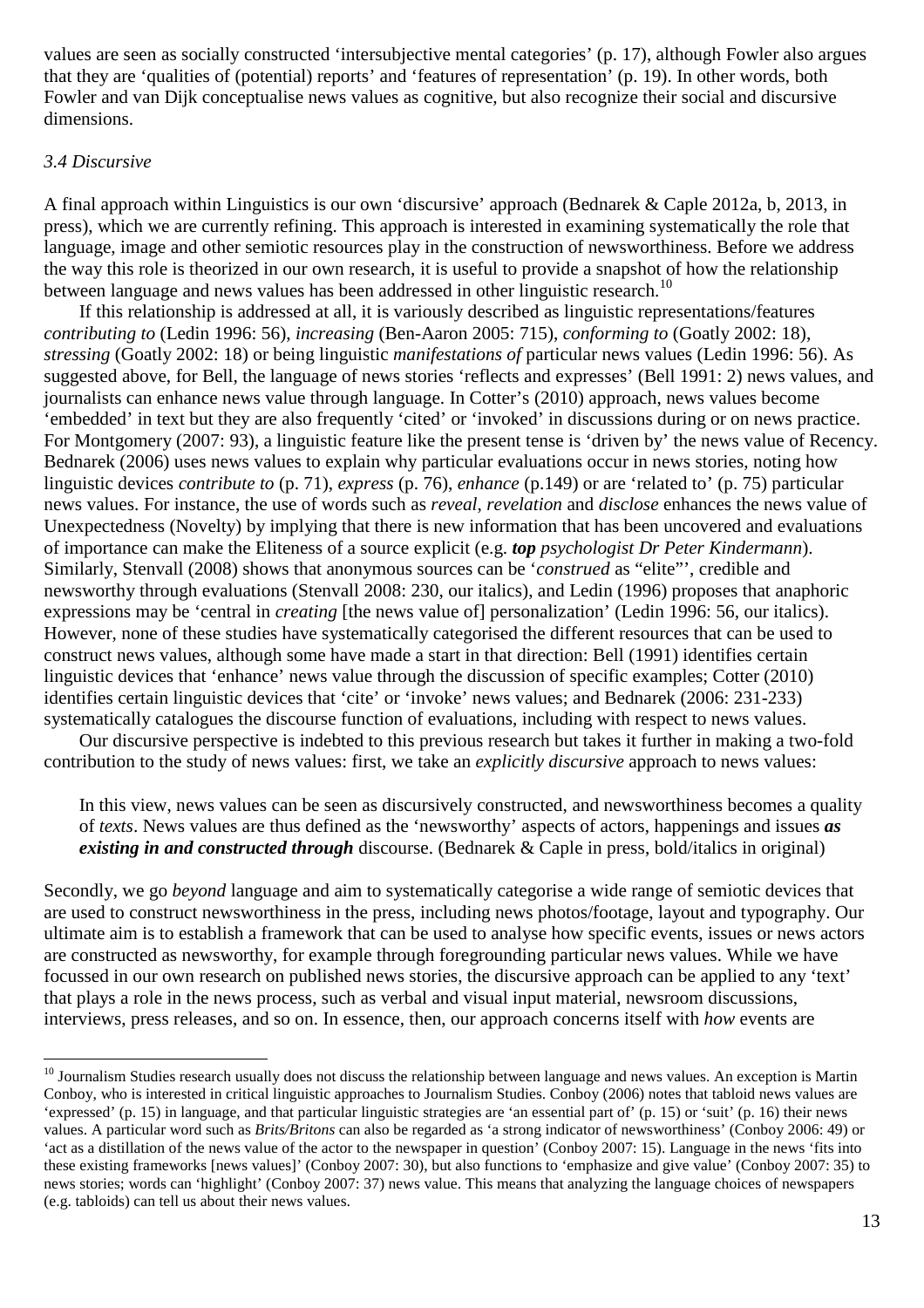values are seen as socially constructed 'intersubjective mental categories' (p. 17), although Fowler also argues that they are 'qualities of (potential) reports' and 'features of representation' (p. 19). In other words, both Fowler and van Dijk conceptualise news values as cognitive, but also recognize their social and discursive dimensions.

### *3.4 Discursive*

A final approach within Linguistics is our own 'discursive' approach (Bednarek & Caple 2012a, b, 2013, in press), which we are currently refining. This approach is interested in examining systematically the role that language, image and other semiotic resources play in the construction of newsworthiness. Before we address the way this role is theorized in our own research, it is useful to provide a snapshot of how the relationship between language and news values has been addressed in other linguistic research.[10]

If this relationship is addressed at all, it is variously described as linguistic representations/features *contributing to* (Ledin 1996: 56), *increasing* (Ben-Aaron 2005: 715), *conforming to* (Goatly 2002: 18), *stressing* (Goatly 2002: 18) or being linguistic *manifestations of* particular news values (Ledin 1996: 56). As suggested above, for Bell, the language of news stories 'reflects and expresses' (Bell 1991: 2) news values, and journalists can enhance news value through language. In Cotter's (2010) approach, news values become 'embedded' in text but they are also frequently 'cited' or 'invoked' in discussions during or on news practice. For Montgomery (2007: 93), a linguistic feature like the present tense is 'driven by' the news value of Recency. Bednarek (2006) uses news values to explain why particular evaluations occur in news stories, noting how linguistic devices *contribute to* (p. 71), *express* (p. 76), *enhance* (p.149) or are 'related to' (p. 75) particular news values. For instance, the use of words such as *reveal*, *revelation* and *disclose* enhances the news value of Unexpectedness (Novelty) by implying that there is new information that has been uncovered and evaluations of importance can make the Eliteness of a source explicit (e.g. ***top*** *psychologist Dr Peter Kindermann*). Similarly, Stenvall (2008) shows that anonymous sources can be '*construed* as "elite"', credible and newsworthy through evaluations (Stenvall 2008: 230, our italics), and Ledin (1996) proposes that anaphoric expressions may be 'central in *creating* [the news value of] personalization' (Ledin 1996: 56, our italics). However, none of these studies have systematically categorised the different resources that can be used to construct news values, although some have made a start in that direction: Bell (1991) identifies certain linguistic devices that 'enhance' news value through the discussion of specific examples; Cotter (2010) identifies certain linguistic devices that 'cite' or 'invoke' news values; and Bednarek (2006: 231-233) systematically catalogues the discourse function of evaluations, including with respect to news values.

Our discursive perspective is indebted to this previous research but takes it further in making a two-fold contribution to the study of news values: first, we take an *explicitly discursive* approach to news values:

> In this view, news values can be seen as discursively constructed, and newsworthiness becomes a quality of *texts*. News values are thus defined as the 'newsworthy' aspects of actors, happenings and issues ***as existing in and constructed through*** discourse. (Bednarek & Caple in press, bold/italics in original)

Secondly, we go *beyond* language and aim to systematically categorise a wide range of semiotic devices that are used to construct newsworthiness in the press, including news photos/footage, layout and typography. Our ultimate aim is to establish a framework that can be used to analyse how specific events, issues or news actors are constructed as newsworthy, for example through foregrounding particular news values. While we have focussed in our own research on published news stories, the discursive approach can be applied to any 'text' that plays a role in the news process, such as verbal and visual input material, newsroom discussions, interviews, press releases, and so on. In essence, then, our approach concerns itself with *how* events are

---

[10] Journalism Studies research usually does not discuss the relationship between language and news values. An exception is Martin Conboy, who is interested in critical linguistic approaches to Journalism Studies. Conboy (2006) notes that tabloid news values are 'expressed' (p. 15) in language, and that particular linguistic strategies are 'an essential part of' (p. 15) or 'suit' (p. 16) their news values. A particular word such as *Brits/Britons* can also be regarded as 'a strong indicator of newsworthiness' (Conboy 2006: 49) or 'act as a distillation of the news value of the actor to the newspaper in question' (Conboy 2007: 15). Language in the news 'fits into these existing frameworks [news values]' (Conboy 2007: 30), but also functions to 'emphasize and give value' (Conboy 2007: 35) to news stories; words can 'highlight' (Conboy 2007: 37) news value. This means that analyzing the language choices of newspapers (e.g. tabloids) can tell us about their news values.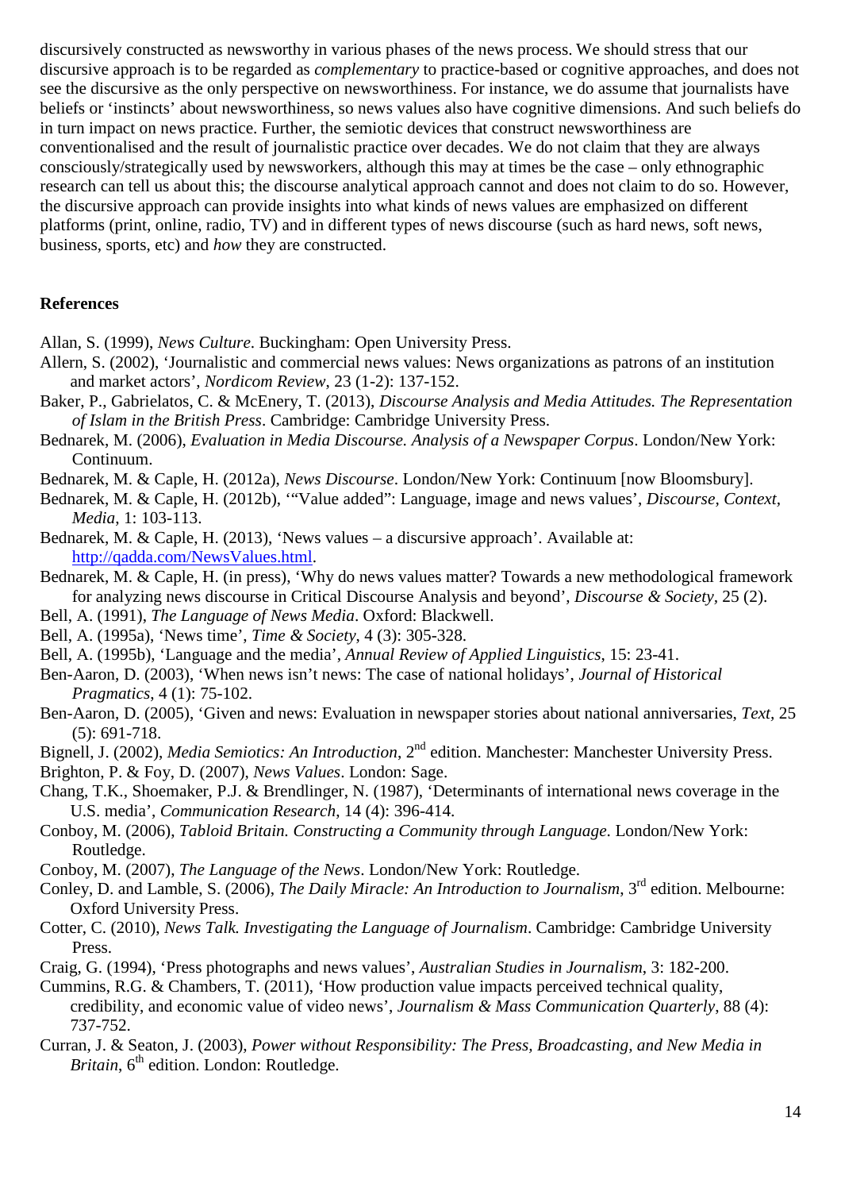discursively constructed as newsworthy in various phases of the news process. We should stress that our discursive approach is to be regarded as *complementary* to practice-based or cognitive approaches, and does not see the discursive as the only perspective on newsworthiness. For instance, we do assume that journalists have beliefs or 'instincts' about newsworthiness, so news values also have cognitive dimensions. And such beliefs do in turn impact on news practice. Further, the semiotic devices that construct newsworthiness are conventionalised and the result of journalistic practice over decades. We do not claim that they are always consciously/strategically used by newsworkers, although this may at times be the case – only ethnographic research can tell us about this; the discourse analytical approach cannot and does not claim to do so. However, the discursive approach can provide insights into what kinds of news values are emphasized on different platforms (print, online, radio, TV) and in different types of news discourse (such as hard news, soft news, business, sports, etc) and *how* they are constructed.

## References

Allan, S. (1999), *News Culture*. Buckingham: Open University Press.

Allern, S. (2002), 'Journalistic and commercial news values: News organizations as patrons of an institution and market actors', *Nordicom Review*, 23 (1-2): 137-152.

Baker, P., Gabrielatos, C. & McEnery, T. (2013), *Discourse Analysis and Media Attitudes. The Representation of Islam in the British Press*. Cambridge: Cambridge University Press.

Bednarek, M. (2006), *Evaluation in Media Discourse. Analysis of a Newspaper Corpus*. London/New York: Continuum.

Bednarek, M. & Caple, H. (2012a), *News Discourse*. London/New York: Continuum [now Bloomsbury].

Bednarek, M. & Caple, H. (2012b), '"Value added": Language, image and news values', *Discourse, Context, Media*, 1: 103-113.

Bednarek, M. & Caple, H. (2013), 'News values – a discursive approach'. Available at: http://qadda.com/NewsValues.html.

Bednarek, M. & Caple, H. (in press), 'Why do news values matter? Towards a new methodological framework for analyzing news discourse in Critical Discourse Analysis and beyond', *Discourse & Society*, 25 (2).

Bell, A. (1991), *The Language of News Media*. Oxford: Blackwell.

Bell, A. (1995a), 'News time', *Time & Society*, 4 (3): 305-328.

Bell, A. (1995b), 'Language and the media', *Annual Review of Applied Linguistics*, 15: 23-41.

Ben-Aaron, D. (2003), 'When news isn't news: The case of national holidays', *Journal of Historical Pragmatics*, 4 (1): 75-102.

Ben-Aaron, D. (2005), 'Given and news: Evaluation in newspaper stories about national anniversaries, *Text*, 25 (5): 691-718.

Bignell, J. (2002), *Media Semiotics: An Introduction*, 2nd edition. Manchester: Manchester University Press.

Brighton, P. & Foy, D. (2007), *News Values*. London: Sage.

Chang, T.K., Shoemaker, P.J. & Brendlinger, N. (1987), 'Determinants of international news coverage in the U.S. media', *Communication Research*, 14 (4): 396-414.

Conboy, M. (2006), *Tabloid Britain. Constructing a Community through Language*. London/New York: Routledge.

Conboy, M. (2007), *The Language of the News*. London/New York: Routledge.

Conley, D. and Lamble, S. (2006), *The Daily Miracle: An Introduction to Journalism*, 3rd edition. Melbourne: Oxford University Press.

Cotter, C. (2010), *News Talk. Investigating the Language of Journalism*. Cambridge: Cambridge University Press.

Craig, G. (1994), 'Press photographs and news values', *Australian Studies in Journalism*, 3: 182-200.

Cummins, R.G. & Chambers, T. (2011), 'How production value impacts perceived technical quality, credibility, and economic value of video news', *Journalism & Mass Communication Quarterly*, 88 (4): 737-752.

Curran, J. & Seaton, J. (2003), *Power without Responsibility: The Press, Broadcasting, and New Media in Britain*, 6th edition. London: Routledge.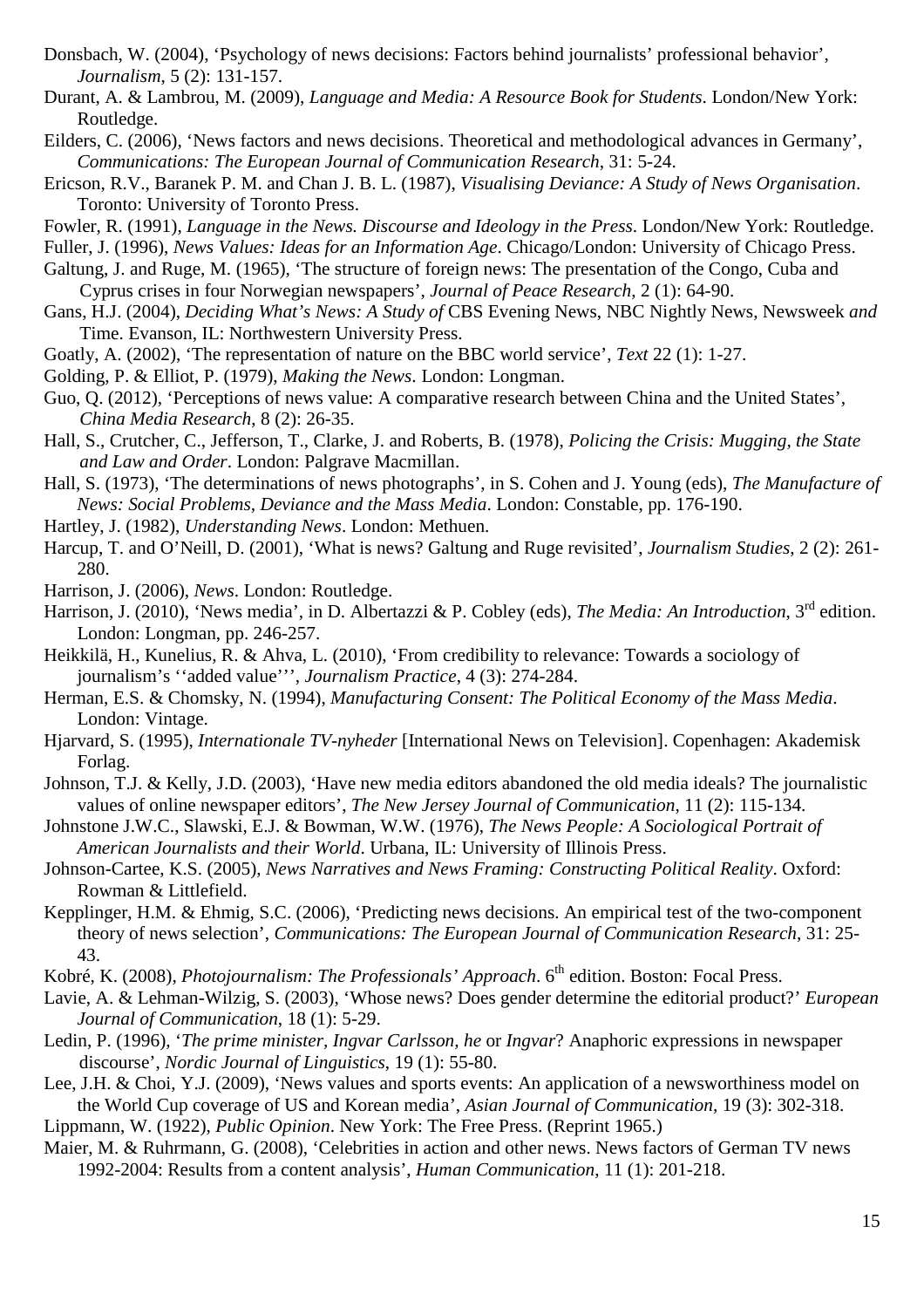Donsbach, W. (2004), 'Psychology of news decisions: Factors behind journalists' professional behavior', *Journalism*, 5 (2): 131-157.

Durant, A. & Lambrou, M. (2009), *Language and Media: A Resource Book for Students*. London/New York: Routledge.

Eilders, C. (2006), 'News factors and news decisions. Theoretical and methodological advances in Germany', *Communications: The European Journal of Communication Research*, 31: 5-24.

Ericson, R.V., Baranek P. M. and Chan J. B. L. (1987), *Visualising Deviance: A Study of News Organisation*. Toronto: University of Toronto Press.

Fowler, R. (1991), *Language in the News. Discourse and Ideology in the Press*. London/New York: Routledge.

Fuller, J. (1996), *News Values: Ideas for an Information Age*. Chicago/London: University of Chicago Press.

Galtung, J. and Ruge, M. (1965), 'The structure of foreign news: The presentation of the Congo, Cuba and Cyprus crises in four Norwegian newspapers', *Journal of Peace Research*, 2 (1): 64-90.

Gans, H.J. (2004), *Deciding What's News: A Study of* CBS Evening News, NBC Nightly News, Newsweek *and* Time. Evanson, IL: Northwestern University Press.

Goatly, A. (2002), 'The representation of nature on the BBC world service', *Text* 22 (1): 1-27.

Golding, P. & Elliot, P. (1979), *Making the News*. London: Longman.

Guo, Q. (2012), 'Perceptions of news value: A comparative research between China and the United States', *China Media Research*, 8 (2): 26-35.

Hall, S., Crutcher, C., Jefferson, T., Clarke, J. and Roberts, B. (1978), *Policing the Crisis: Mugging, the State and Law and Order*. London: Palgrave Macmillan.

Hall, S. (1973), 'The determinations of news photographs', in S. Cohen and J. Young (eds), *The Manufacture of News: Social Problems, Deviance and the Mass Media*. London: Constable, pp. 176-190.

Hartley, J. (1982), *Understanding News*. London: Methuen.

Harcup, T. and O'Neill, D. (2001), 'What is news? Galtung and Ruge revisited', *Journalism Studies*, 2 (2): 261-280.

Harrison, J. (2006), *News*. London: Routledge.

Harrison, J. (2010), 'News media', in D. Albertazzi & P. Cobley (eds), *The Media: An Introduction*, 3rd edition. London: Longman, pp. 246-257.

Heikkilä, H., Kunelius, R. & Ahva, L. (2010), 'From credibility to relevance: Towards a sociology of journalism's ''added value''', *Journalism Practice*, 4 (3): 274-284.

Herman, E.S. & Chomsky, N. (1994), *Manufacturing Consent: The Political Economy of the Mass Media*. London: Vintage.

Hjarvard, S. (1995), *Internationale TV-nyheder* [International News on Television]. Copenhagen: Akademisk Forlag.

Johnson, T.J. & Kelly, J.D. (2003), 'Have new media editors abandoned the old media ideals? The journalistic values of online newspaper editors', *The New Jersey Journal of Communication*, 11 (2): 115-134.

Johnstone J.W.C., Slawski, E.J. & Bowman, W.W. (1976), *The News People: A Sociological Portrait of American Journalists and their World*. Urbana, IL: University of Illinois Press.

Johnson-Cartee, K.S. (2005), *News Narratives and News Framing: Constructing Political Reality*. Oxford: Rowman & Littlefield.

Kepplinger, H.M. & Ehmig, S.C. (2006), 'Predicting news decisions. An empirical test of the two-component theory of news selection', *Communications: The European Journal of Communication Research*, 31: 25-43.

Kobré, K. (2008), *Photojournalism: The Professionals' Approach*. 6th edition. Boston: Focal Press.

Lavie, A. & Lehman-Wilzig, S. (2003), 'Whose news? Does gender determine the editorial product?' *European Journal of Communication*, 18 (1): 5-29.

Ledin, P. (1996), '*The prime minister, Ingvar Carlsson, he* or *Ingvar*? Anaphoric expressions in newspaper discourse', *Nordic Journal of Linguistics*, 19 (1): 55-80.

Lee, J.H. & Choi, Y.J. (2009), 'News values and sports events: An application of a newsworthiness model on the World Cup coverage of US and Korean media', *Asian Journal of Communication*, 19 (3): 302-318.

Lippmann, W. (1922), *Public Opinion*. New York: The Free Press. (Reprint 1965.)

Maier, M. & Ruhrmann, G. (2008), 'Celebrities in action and other news. News factors of German TV news 1992-2004: Results from a content analysis', *Human Communication*, 11 (1): 201-218.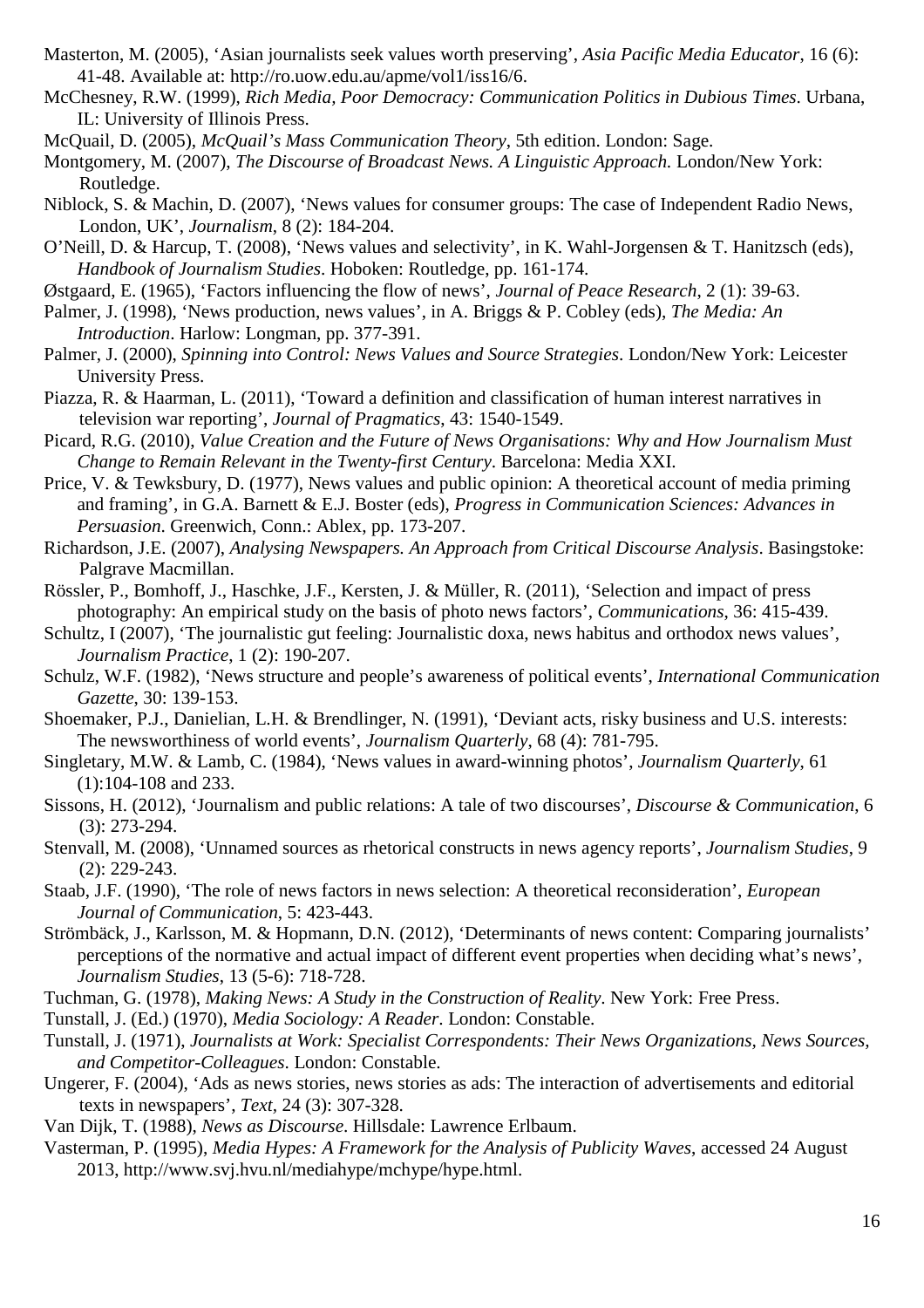Masterton, M. (2005), 'Asian journalists seek values worth preserving', *Asia Pacific Media Educator*, 16 (6): 41-48. Available at: http://ro.uow.edu.au/apme/vol1/iss16/6.

McChesney, R.W. (1999), *Rich Media, Poor Democracy: Communication Politics in Dubious Times*. Urbana, IL: University of Illinois Press.

McQuail, D. (2005), *McQuail's Mass Communication Theory*, 5th edition. London: Sage.

Montgomery, M. (2007), *The Discourse of Broadcast News. A Linguistic Approach.* London/New York: Routledge.

Niblock, S. & Machin, D. (2007), 'News values for consumer groups: The case of Independent Radio News, London, UK', *Journalism*, 8 (2): 184-204.

O'Neill, D. & Harcup, T. (2008), 'News values and selectivity', in K. Wahl-Jorgensen & T. Hanitzsch (eds), *Handbook of Journalism Studies*. Hoboken: Routledge, pp. 161-174.

Østgaard, E. (1965), 'Factors influencing the flow of news', *Journal of Peace Research*, 2 (1): 39-63.

Palmer, J. (1998), 'News production, news values', in A. Briggs & P. Cobley (eds), *The Media: An Introduction*. Harlow: Longman, pp. 377-391.

Palmer, J. (2000), *Spinning into Control: News Values and Source Strategies*. London/New York: Leicester University Press.

Piazza, R. & Haarman, L. (2011), 'Toward a definition and classification of human interest narratives in television war reporting', *Journal of Pragmatics*, 43: 1540-1549.

Picard, R.G. (2010), *Value Creation and the Future of News Organisations: Why and How Journalism Must Change to Remain Relevant in the Twenty-first Century*. Barcelona: Media XXI.

Price, V. & Tewksbury, D. (1977), News values and public opinion: A theoretical account of media priming and framing', in G.A. Barnett & E.J. Boster (eds), *Progress in Communication Sciences: Advances in Persuasion.* Greenwich, Conn.: Ablex, pp. 173-207.

Richardson, J.E. (2007), *Analysing Newspapers. An Approach from Critical Discourse Analysis*. Basingstoke: Palgrave Macmillan.

Rössler, P., Bomhoff, J., Haschke, J.F., Kersten, J. & Müller, R. (2011), 'Selection and impact of press photography: An empirical study on the basis of photo news factors', *Communications*, 36: 415-439.

Schultz, I (2007), 'The journalistic gut feeling: Journalistic doxa, news habitus and orthodox news values', *Journalism Practice*, 1 (2): 190-207.

Schulz, W.F. (1982), 'News structure and people's awareness of political events', *International Communication Gazette*, 30: 139-153.

Shoemaker, P.J., Danielian, L.H. & Brendlinger, N. (1991), 'Deviant acts, risky business and U.S. interests: The newsworthiness of world events', *Journalism Quarterly*, 68 (4): 781-795.

Singletary, M.W. & Lamb, C. (1984), 'News values in award-winning photos', *Journalism Quarterly*, 61 (1):104-108 and 233.

Sissons, H. (2012), 'Journalism and public relations: A tale of two discourses', *Discourse & Communication*, 6 (3): 273-294.

Stenvall, M. (2008), 'Unnamed sources as rhetorical constructs in news agency reports', *Journalism Studies*, 9 (2): 229-243.

Staab, J.F. (1990), 'The role of news factors in news selection: A theoretical reconsideration', *European Journal of Communication*, 5: 423-443.

Strömbäck, J., Karlsson, M. & Hopmann, D.N. (2012), 'Determinants of news content: Comparing journalists' perceptions of the normative and actual impact of different event properties when deciding what's news', *Journalism Studies*, 13 (5-6): 718-728.

Tuchman, G. (1978), *Making News: A Study in the Construction of Reality*. New York: Free Press.

Tunstall, J. (Ed.) (1970), *Media Sociology: A Reader*. London: Constable.

Tunstall, J. (1971), *Journalists at Work: Specialist Correspondents: Their News Organizations, News Sources, and Competitor-Colleagues*. London: Constable.

Ungerer, F. (2004), 'Ads as news stories, news stories as ads: The interaction of advertisements and editorial texts in newspapers', *Text*, 24 (3): 307-328.

Van Dijk, T. (1988), *News as Discourse*. Hillsdale: Lawrence Erlbaum.

Vasterman, P. (1995), *Media Hypes: A Framework for the Analysis of Publicity Waves*, accessed 24 August 2013, http://www.svj.hvu.nl/mediahype/mchype/hype.html.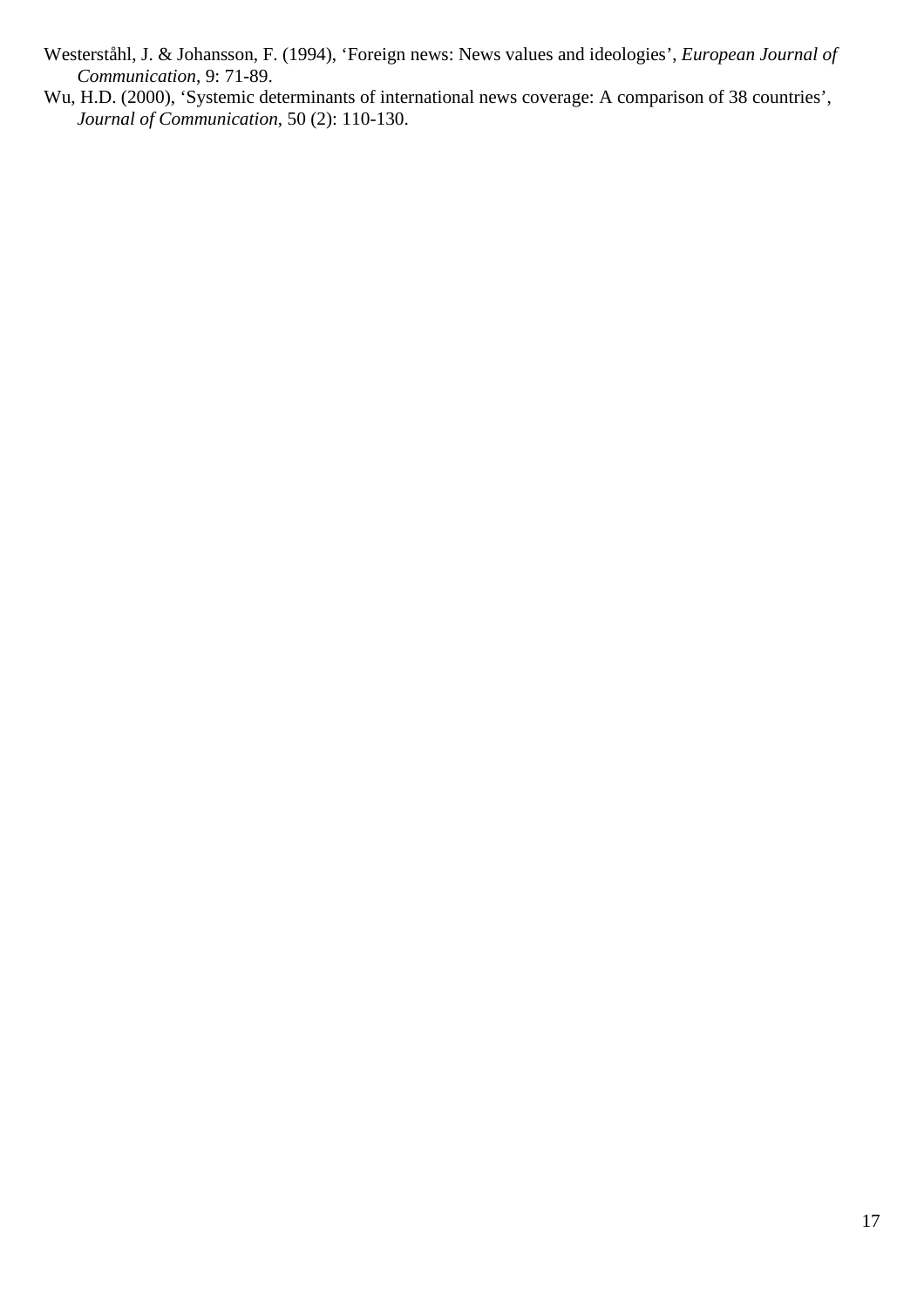Westerståhl, J. & Johansson, F. (1994), 'Foreign news: News values and ideologies', *European Journal of Communication*, 9: 71-89.

Wu, H.D. (2000), 'Systemic determinants of international news coverage: A comparison of 38 countries', *Journal of Communication*, 50 (2): 110-130.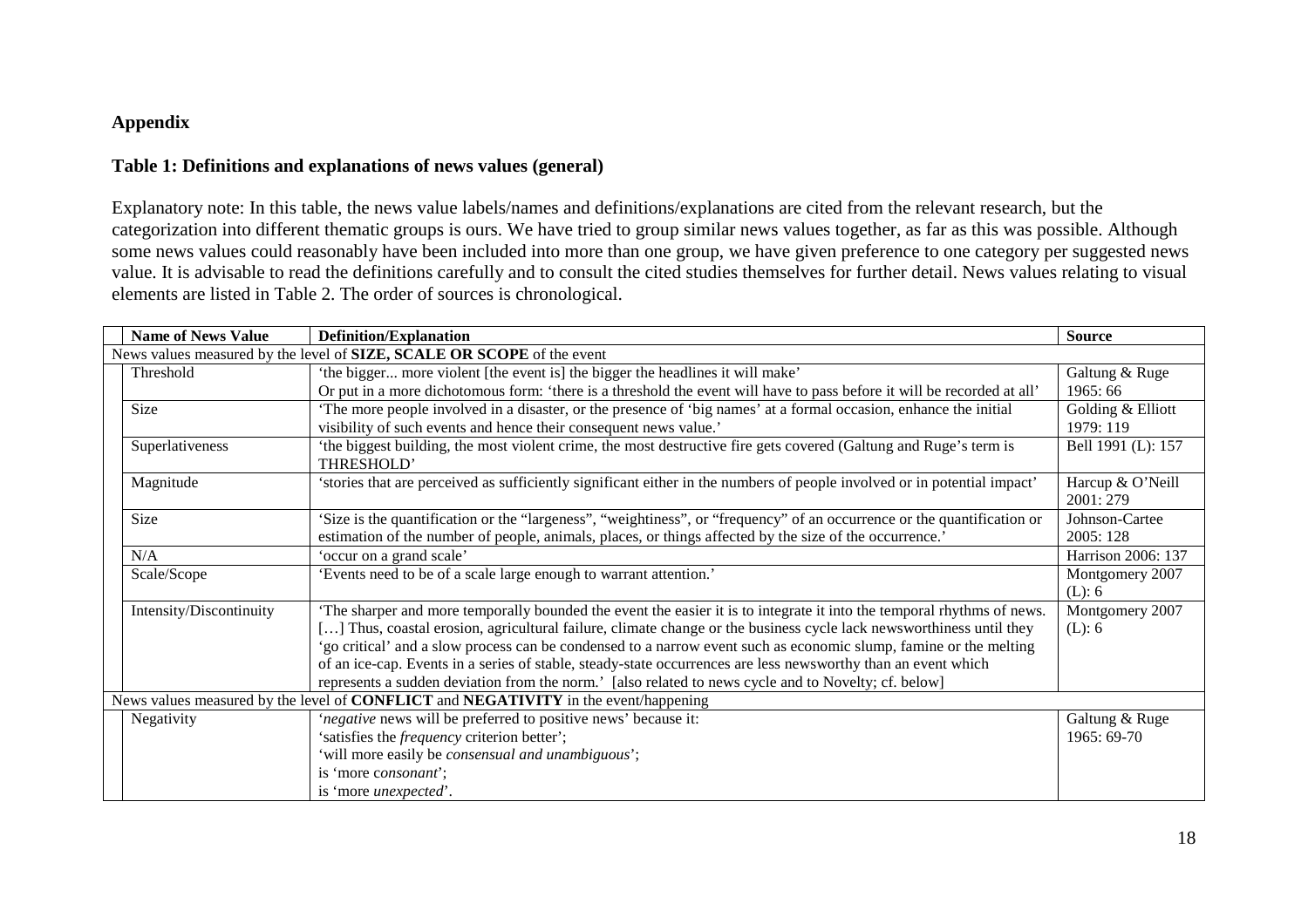## Appendix

### Table 1: Definitions and explanations of news values (general)

Explanatory note: In this table, the news value labels/names and definitions/explanations are cited from the relevant research, but the categorization into different thematic groups is ours. We have tried to group similar news values together, as far as this was possible. Although some news values could reasonably have been included into more than one group, we have given preference to one category per suggested news value. It is advisable to read the definitions carefully and to consult the cited studies themselves for further detail. News values relating to visual elements are listed in Table 2. The order of sources is chronological.

| Name of News Value | Definition/Explanation | Source |
|---|---|---|
| News values measured by the level of **SIZE, SCALE OR SCOPE** of the event | | |
| Threshold | 'the bigger... more violent [the event is] the bigger the headlines it will make'<br>Or put in a more dichotomous form: 'there is a threshold the event will have to pass before it will be recorded at all' | Galtung & Ruge 1965: 66 |
| Size | 'The more people involved in a disaster, or the presence of 'big names' at a formal occasion, enhance the initial visibility of such events and hence their consequent news value.' | Golding & Elliott 1979: 119 |
| Superlativeness | 'the biggest building, the most violent crime, the most destructive fire gets covered (Galtung and Ruge's term is THRESHOLD' | Bell 1991 (L): 157 |
| Magnitude | 'stories that are perceived as sufficiently significant either in the numbers of people involved or in potential impact' | Harcup & O'Neill 2001: 279 |
| Size | 'Size is the quantification or the "largeness", "weightiness", or "frequency" of an occurrence or the quantification or estimation of the number of people, animals, places, or things affected by the size of the occurrence.' | Johnson-Cartee 2005: 128 |
| N/A | 'occur on a grand scale' | Harrison 2006: 137 |
| Scale/Scope | 'Events need to be of a scale large enough to warrant attention.' | Montgomery 2007 (L): 6 |
| Intensity/Discontinuity | 'The sharper and more temporally bounded the event the easier it is to integrate it into the temporal rhythms of news. […] Thus, coastal erosion, agricultural failure, climate change or the business cycle lack newsworthiness until they 'go critical' and a slow process can be condensed to a narrow event such as economic slump, famine or the melting of an ice-cap. Events in a series of stable, steady-state occurrences are less newsworthy than an event which represents a sudden deviation from the norm.' [also related to news cycle and to Novelty; cf. below] | Montgomery 2007 (L): 6 |
| News values measured by the level of **CONFLICT** and **NEGATIVITY** in the event/happening | | |
| Negativity | '*negative* news will be preferred to positive news' because it:<br>'satisfies the *frequency* criterion better';<br>'will more easily be *consensual and unambiguous*';<br>is 'more *consonant*';<br>is 'more *unexpected*'. | Galtung & Ruge 1965: 69-70 |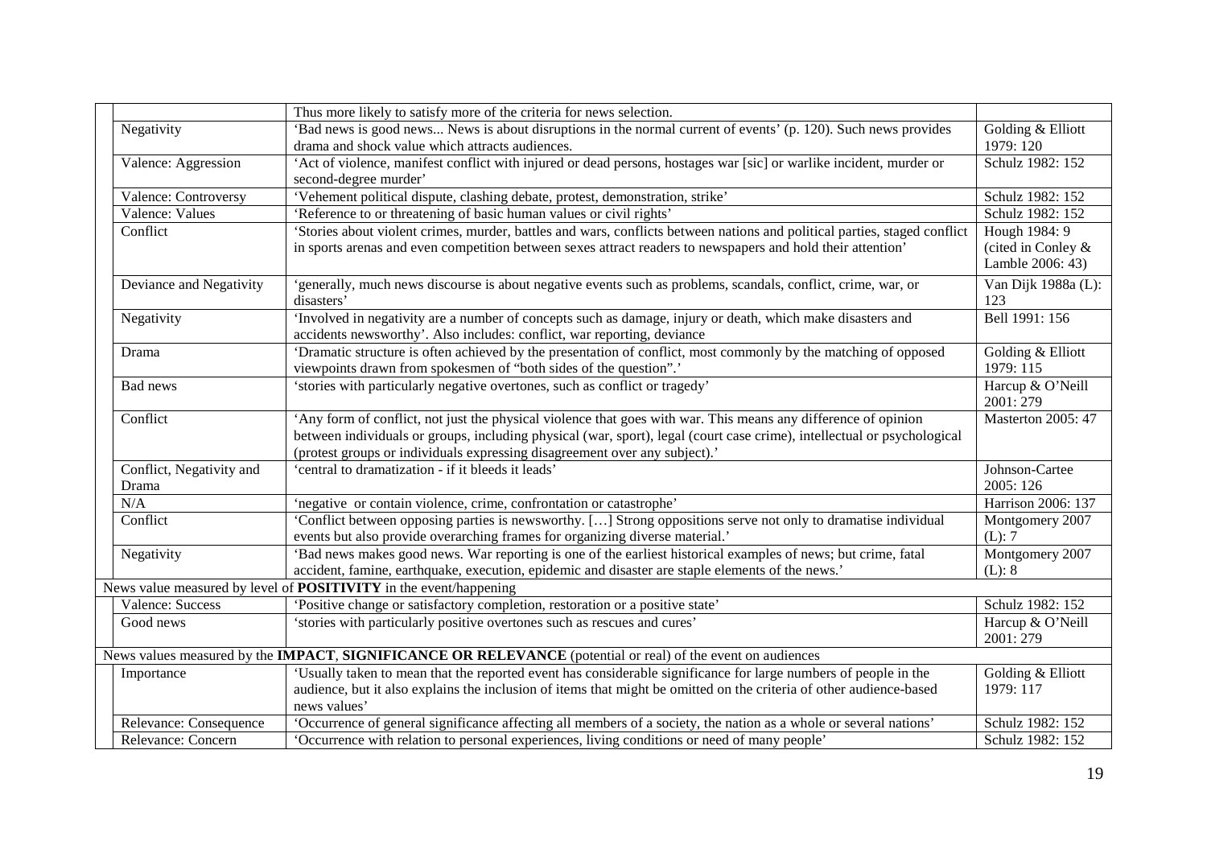| | | | |
|---|---|---|---|
| | | Thus more likely to satisfy more of the criteria for news selection. | |
| | Negativity | 'Bad news is good news... News is about disruptions in the normal current of events' (p. 120). Such news provides drama and shock value which attracts audiences. | Golding & Elliott 1979: 120 |
| | Valence: Aggression | 'Act of violence, manifest conflict with injured or dead persons, hostages war [sic] or warlike incident, murder or second-degree murder' | Schulz 1982: 152 |
| | Valence: Controversy | 'Vehement political dispute, clashing debate, protest, demonstration, strike' | Schulz 1982: 152 |
| | Valence: Values | 'Reference to or threatening of basic human values or civil rights' | Schulz 1982: 152 |
| | Conflict | 'Stories about violent crimes, murder, battles and wars, conflicts between nations and political parties, staged conflict in sports arenas and even competition between sexes attract readers to newspapers and hold their attention' | Hough 1984: 9 (cited in Conley & Lamble 2006: 43) |
| | Deviance and Negativity | 'generally, much news discourse is about negative events such as problems, scandals, conflict, crime, war, or disasters' | Van Dijk 1988a (L): 123 |
| | Negativity | 'Involved in negativity are a number of concepts such as damage, injury or death, which make disasters and accidents newsworthy'. Also includes: conflict, war reporting, deviance | Bell 1991: 156 |
| | Drama | 'Dramatic structure is often achieved by the presentation of conflict, most commonly by the matching of opposed viewpoints drawn from spokesmen of "both sides of the question".' | Golding & Elliott 1979: 115 |
| | Bad news | 'stories with particularly negative overtones, such as conflict or tragedy' | Harcup & O'Neill 2001: 279 |
| | Conflict | 'Any form of conflict, not just the physical violence that goes with war. This means any difference of opinion between individuals or groups, including physical (war, sport), legal (court case crime), intellectual or psychological (protest groups or individuals expressing disagreement over any subject).' | Masterton 2005: 47 |
| | Conflict, Negativity and Drama | 'central to dramatization - if it bleeds it leads' | Johnson-Cartee 2005: 126 |
| | N/A | 'negative or contain violence, crime, confrontation or catastrophe' | Harrison 2006: 137 |
| | Conflict | 'Conflict between opposing parties is newsworthy. […] Strong oppositions serve not only to dramatise individual events but also provide overarching frames for organizing diverse material.' | Montgomery 2007 (L): 7 |
| | Negativity | 'Bad news makes good news. War reporting is one of the earliest historical examples of news; but crime, fatal accident, famine, earthquake, execution, epidemic and disaster are staple elements of the news.' | Montgomery 2007 (L): 8 |
| News value measured by level of **POSITIVITY** in the event/happening | | | |
| | Valence: Success | 'Positive change or satisfactory completion, restoration or a positive state' | Schulz 1982: 152 |
| | Good news | 'stories with particularly positive overtones such as rescues and cures' | Harcup & O'Neill 2001: 279 |
| News values measured by the **IMPACT**, **SIGNIFICANCE OR RELEVANCE** (potential or real) of the event on audiences | | | |
| | Importance | 'Usually taken to mean that the reported event has considerable significance for large numbers of people in the audience, but it also explains the inclusion of items that might be omitted on the criteria of other audience-based news values' | Golding & Elliott 1979: 117 |
| | Relevance: Consequence | 'Occurrence of general significance affecting all members of a society, the nation as a whole or several nations' | Schulz 1982: 152 |
| | Relevance: Concern | 'Occurrence with relation to personal experiences, living conditions or need of many people' | Schulz 1982: 152 |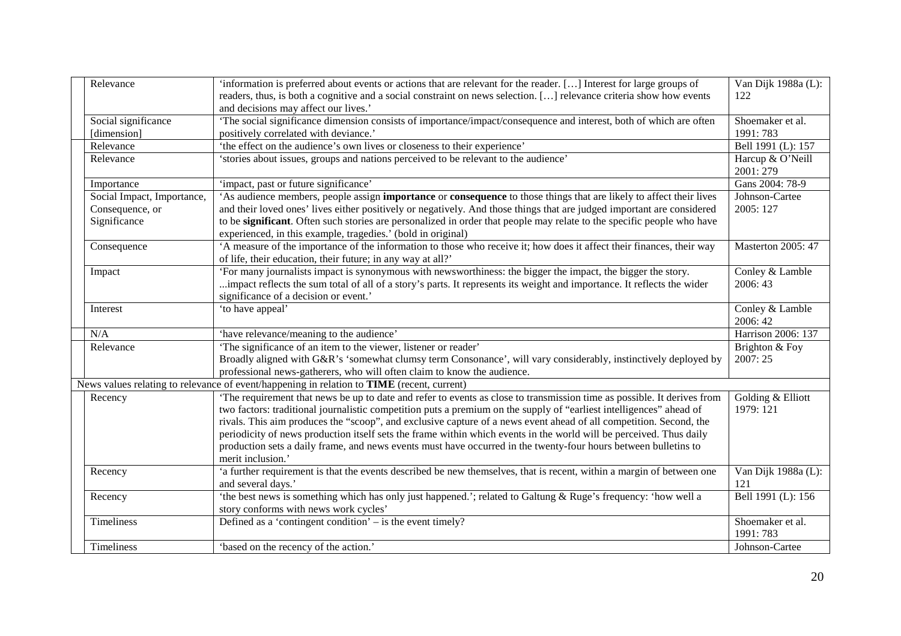| | | | |
|---|---|---|---|
| | Relevance | 'information is preferred about events or actions that are relevant for the reader. […] Interest for large groups of readers, thus, is both a cognitive and a social constraint on news selection. […] relevance criteria show how events and decisions may affect our lives.' | Van Dijk 1988a (L): 122 |
| | Social significance [dimension] | 'The social significance dimension consists of importance/impact/consequence and interest, both of which are often positively correlated with deviance.' | Shoemaker et al. 1991: 783 |
| | Relevance | 'the effect on the audience's own lives or closeness to their experience' | Bell 1991 (L): 157 |
| | Relevance | 'stories about issues, groups and nations perceived to be relevant to the audience' | Harcup & O'Neill 2001: 279 |
| | Importance | 'impact, past or future significance' | Gans 2004: 78-9 |
| | Social Impact, Importance, Consequence, or Significance | 'As audience members, people assign **importance** or **consequence** to those things that are likely to affect their lives and their loved ones' lives either positively or negatively. And those things that are judged important are considered to be **significant**. Often such stories are personalized in order that people may relate to the specific people who have experienced, in this example, tragedies.' (bold in original) | Johnson-Cartee 2005: 127 |
| | Consequence | 'A measure of the importance of the information to those who receive it; how does it affect their finances, their way of life, their education, their future; in any way at all?' | Masterton 2005: 47 |
| | Impact | 'For many journalists impact is synonymous with newsworthiness: the bigger the impact, the bigger the story. ...impact reflects the sum total of all of a story's parts. It represents its weight and importance. It reflects the wider significance of a decision or event.' | Conley & Lamble 2006: 43 |
| | Interest | 'to have appeal' | Conley & Lamble 2006: 42 |
| | N/A | 'have relevance/meaning to the audience' | Harrison 2006: 137 |
| | Relevance | 'The significance of an item to the viewer, listener or reader' Broadly aligned with G&R's 'somewhat clumsy term Consonance', will vary considerably, instinctively deployed by professional news-gatherers, who will often claim to know the audience. | Brighton & Foy 2007: 25 |
| News values relating to relevance of event/happening in relation to **TIME** (recent, current) | | | |
| | Recency | 'The requirement that news be up to date and refer to events as close to transmission time as possible. It derives from two factors: traditional journalistic competition puts a premium on the supply of "earliest intelligences" ahead of rivals. This aim produces the "scoop", and exclusive capture of a news event ahead of all competition. Second, the periodicity of news production itself sets the frame within which events in the world will be perceived. Thus daily production sets a daily frame, and news events must have occurred in the twenty-four hours between bulletins to merit inclusion.' | Golding & Elliott 1979: 121 |
| | Recency | 'a further requirement is that the events described be new themselves, that is recent, within a margin of between one and several days.' | Van Dijk 1988a (L): 121 |
| | Recency | 'the best news is something which has only just happened.'; related to Galtung & Ruge's frequency: 'how well a story conforms with news work cycles' | Bell 1991 (L): 156 |
| | Timeliness | Defined as a 'contingent condition' – is the event timely? | Shoemaker et al. 1991: 783 |
| | Timeliness | 'based on the recency of the action.' | Johnson-Cartee |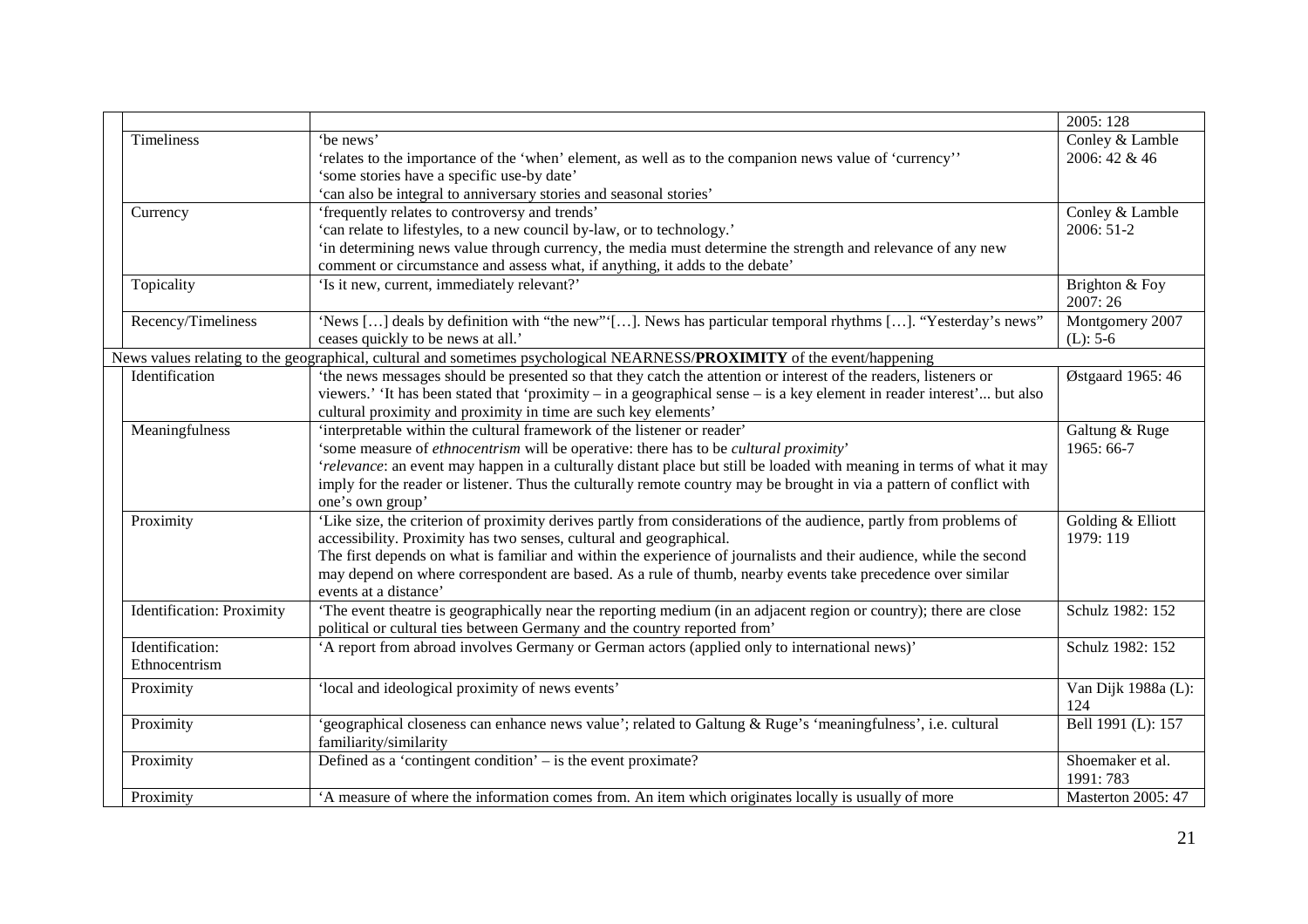| | | |
|---|---|---|
| | | 2005: 128 |
| Timeliness | 'be news'<br>'relates to the importance of the 'when' element, as well as to the companion news value of 'currency''<br>'some stories have a specific use-by date'<br>'can also be integral to anniversary stories and seasonal stories' | Conley & Lamble 2006: 42 & 46 |
| Currency | 'frequently relates to controversy and trends'<br>'can relate to lifestyles, to a new council by-law, or to technology.'<br>'in determining news value through currency, the media must determine the strength and relevance of any new comment or circumstance and assess what, if anything, it adds to the debate' | Conley & Lamble 2006: 51-2 |
| Topicality | 'Is it new, current, immediately relevant?' | Brighton & Foy 2007: 26 |
| Recency/Timeliness | 'News […] deals by definition with "the new"'[…]. News has particular temporal rhythms […]. "Yesterday's news" ceases quickly to be news at all.' | Montgomery 2007 (L): 5-6 |
| News values relating to the geographical, cultural and sometimes psychological NEARNESS/**PROXIMITY** of the event/happening | | |
| Identification | 'the news messages should be presented so that they catch the attention or interest of the readers, listeners or viewers.' 'It has been stated that 'proximity – in a geographical sense – is a key element in reader interest'... but also cultural proximity and proximity in time are such key elements' | Østgaard 1965: 46 |
| Meaningfulness | 'interpretable within the cultural framework of the listener or reader'<br>'some measure of *ethnocentrism* will be operative: there has to be *cultural proximity*'<br>'*relevance*: an event may happen in a culturally distant place but still be loaded with meaning in terms of what it may imply for the reader or listener. Thus the culturally remote country may be brought in via a pattern of conflict with one's own group' | Galtung & Ruge 1965: 66-7 |
| Proximity | 'Like size, the criterion of proximity derives partly from considerations of the audience, partly from problems of accessibility. Proximity has two senses, cultural and geographical.<br>The first depends on what is familiar and within the experience of journalists and their audience, while the second may depend on where correspondent are based. As a rule of thumb, nearby events take precedence over similar events at a distance' | Golding & Elliott 1979: 119 |
| Identification: Proximity | 'The event theatre is geographically near the reporting medium (in an adjacent region or country); there are close political or cultural ties between Germany and the country reported from' | Schulz 1982: 152 |
| Identification: Ethnocentrism | 'A report from abroad involves Germany or German actors (applied only to international news)' | Schulz 1982: 152 |
| Proximity | 'local and ideological proximity of news events' | Van Dijk 1988a (L): 124 |
| Proximity | 'geographical closeness can enhance news value'; related to Galtung & Ruge's 'meaningfulness', i.e. cultural familiarity/similarity | Bell 1991 (L): 157 |
| Proximity | Defined as a 'contingent condition' – is the event proximate? | Shoemaker et al. 1991: 783 |
| Proximity | 'A measure of where the information comes from. An item which originates locally is usually of more | Masterton 2005: 47 |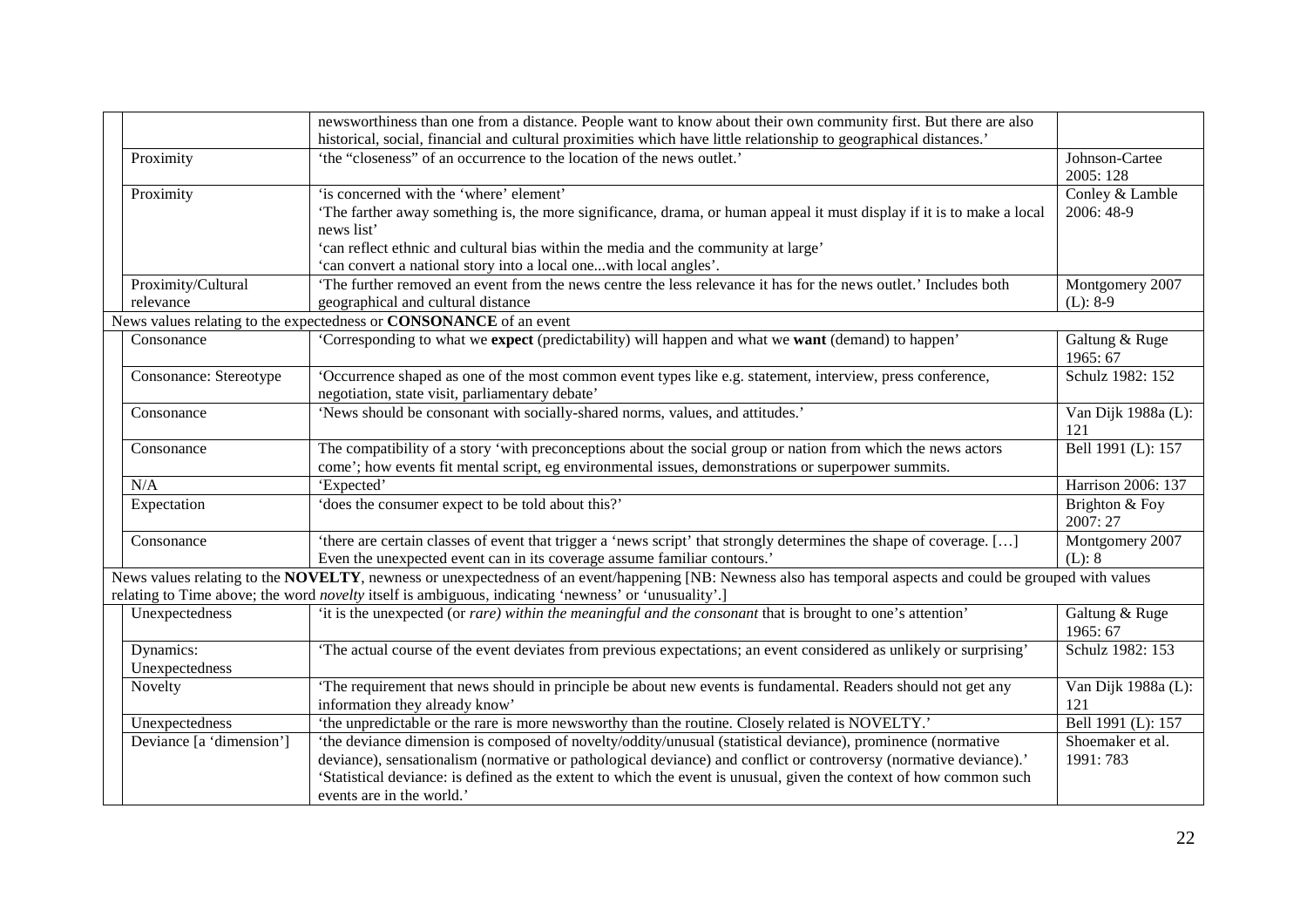| | | | |
|---|---|---|---|
| | | newsworthiness than one from a distance. People want to know about their own community first. But there are also historical, social, financial and cultural proximities which have little relationship to geographical distances.' | |
| | Proximity | 'the "closeness" of an occurrence to the location of the news outlet.' | Johnson-Cartee 2005: 128 |
| | Proximity | 'is concerned with the 'where' element'<br>'The farther away something is, the more significance, drama, or human appeal it must display if it is to make a local news list'<br>'can reflect ethnic and cultural bias within the media and the community at large'<br>'can convert a national story into a local one...with local angles'. | Conley & Lamble 2006: 48-9 |
| | Proximity/Cultural relevance | 'The further removed an event from the news centre the less relevance it has for the news outlet.' Includes both geographical and cultural distance | Montgomery 2007 (L): 8-9 |
| News values relating to the expectedness or **CONSONANCE** of an event | | | |
| | Consonance | 'Corresponding to what we **expect** (predictability) will happen and what we **want** (demand) to happen' | Galtung & Ruge 1965: 67 |
| | Consonance: Stereotype | 'Occurrence shaped as one of the most common event types like e.g. statement, interview, press conference, negotiation, state visit, parliamentary debate' | Schulz 1982: 152 |
| | Consonance | 'News should be consonant with socially-shared norms, values, and attitudes.' | Van Dijk 1988a (L): 121 |
| | Consonance | The compatibility of a story 'with preconceptions about the social group or nation from which the news actors come'; how events fit mental script, eg environmental issues, demonstrations or superpower summits. | Bell 1991 (L): 157 |
| | N/A | 'Expected' | Harrison 2006: 137 |
| | Expectation | 'does the consumer expect to be told about this?' | Brighton & Foy 2007: 27 |
| | Consonance | 'there are certain classes of event that trigger a 'news script' that strongly determines the shape of coverage. […] Even the unexpected event can in its coverage assume familiar contours.' | Montgomery 2007 (L): 8 |
| News values relating to the **NOVELTY**, newness or unexpectedness of an event/happening [NB: Newness also has temporal aspects and could be grouped with values relating to Time above; the word *novelty* itself is ambiguous, indicating 'newness' or 'unusuality'.] | | | |
| | Unexpectedness | 'it is the unexpected (or *rare) within the meaningful and the consonant* that is brought to one's attention' | Galtung & Ruge 1965: 67 |
| | Dynamics: Unexpectedness | 'The actual course of the event deviates from previous expectations; an event considered as unlikely or surprising' | Schulz 1982: 153 |
| | Novelty | 'The requirement that news should in principle be about new events is fundamental. Readers should not get any information they already know' | Van Dijk 1988a (L): 121 |
| | Unexpectedness | 'the unpredictable or the rare is more newsworthy than the routine. Closely related is NOVELTY.' | Bell 1991 (L): 157 |
| | Deviance [a 'dimension'] | 'the deviance dimension is composed of novelty/oddity/unusual (statistical deviance), prominence (normative deviance), sensationalism (normative or pathological deviance) and conflict or controversy (normative deviance).'<br>'Statistical deviance: is defined as the extent to which the event is unusual, given the context of how common such events are in the world.' | Shoemaker et al. 1991: 783 |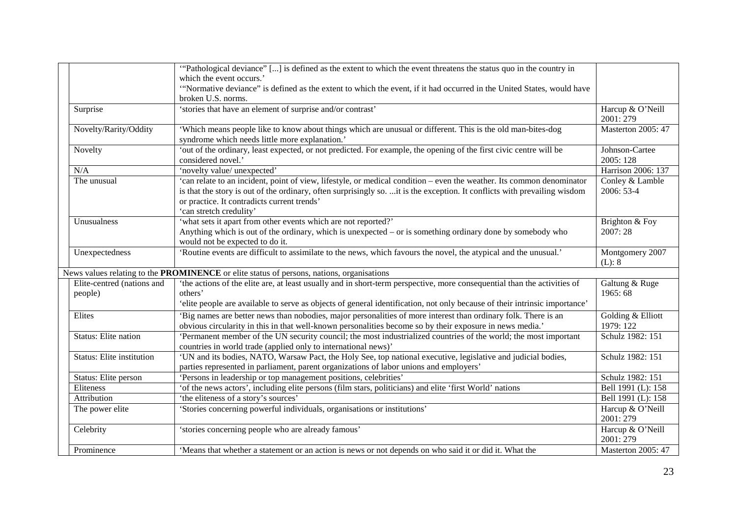| | | | |
|---|---|---|---|
| | | '"Pathological deviance" [...] is defined as the extent to which the event threatens the status quo in the country in which the event occurs.' '"Normative deviance" is defined as the extent to which the event, if it had occurred in the United States, would have broken U.S. norms. | |
| | Surprise | 'stories that have an element of surprise and/or contrast' | Harcup & O'Neill 2001: 279 |
| | Novelty/Rarity/Oddity | 'Which means people like to know about things which are unusual or different. This is the old man-bites-dog syndrome which needs little more explanation.' | Masterton 2005: 47 |
| | Novelty | 'out of the ordinary, least expected, or not predicted. For example, the opening of the first civic centre will be considered novel.' | Johnson-Cartee 2005: 128 |
| | N/A | 'novelty value/ unexpected' | Harrison 2006: 137 |
| | The unusual | 'can relate to an incident, point of view, lifestyle, or medical condition – even the weather. Its common denominator is that the story is out of the ordinary, often surprisingly so. ...it is the exception. It conflicts with prevailing wisdom or practice. It contradicts current trends' 'can stretch credulity' | Conley & Lamble 2006: 53-4 |
| | Unusualness | 'what sets it apart from other events which are not reported?' Anything which is out of the ordinary, which is unexpected – or is something ordinary done by somebody who would not be expected to do it. | Brighton & Foy 2007: 28 |
| | Unexpectedness | 'Routine events are difficult to assimilate to the news, which favours the novel, the atypical and the unusual.' | Montgomery 2007 (L): 8 |
| News values relating to the **PROMINENCE** or elite status of persons, nations, organisations | | | |
| | Elite-centred (nations and people) | 'the actions of the elite are, at least usually and in short-term perspective, more consequential than the activities of others' 'elite people are available to serve as objects of general identification, not only because of their intrinsic importance' | Galtung & Ruge 1965: 68 |
| | Elites | 'Big names are better news than nobodies, major personalities of more interest than ordinary folk. There is an obvious circularity in this in that well-known personalities become so by their exposure in news media.' | Golding & Elliott 1979: 122 |
| | Status: Elite nation | 'Permanent member of the UN security council; the most industrialized countries of the world; the most important countries in world trade (applied only to international news)' | Schulz 1982: 151 |
| | Status: Elite institution | 'UN and its bodies, NATO, Warsaw Pact, the Holy See, top national executive, legislative and judicial bodies, parties represented in parliament, parent organizations of labor unions and employers' | Schulz 1982: 151 |
| | Status: Elite person | 'Persons in leadership or top management positions, celebrities' | Schulz 1982: 151 |
| | Eliteness | 'of the news actors', including elite persons (film stars, politicians) and elite 'first World' nations | Bell 1991 (L): 158 |
| | Attribution | 'the eliteness of a story's sources' | Bell 1991 (L): 158 |
| | The power elite | 'Stories concerning powerful individuals, organisations or institutions' | Harcup & O'Neill 2001: 279 |
| | Celebrity | 'stories concerning people who are already famous' | Harcup & O'Neill 2001: 279 |
| | Prominence | 'Means that whether a statement or an action is news or not depends on who said it or did it. What the | Masterton 2005: 47 |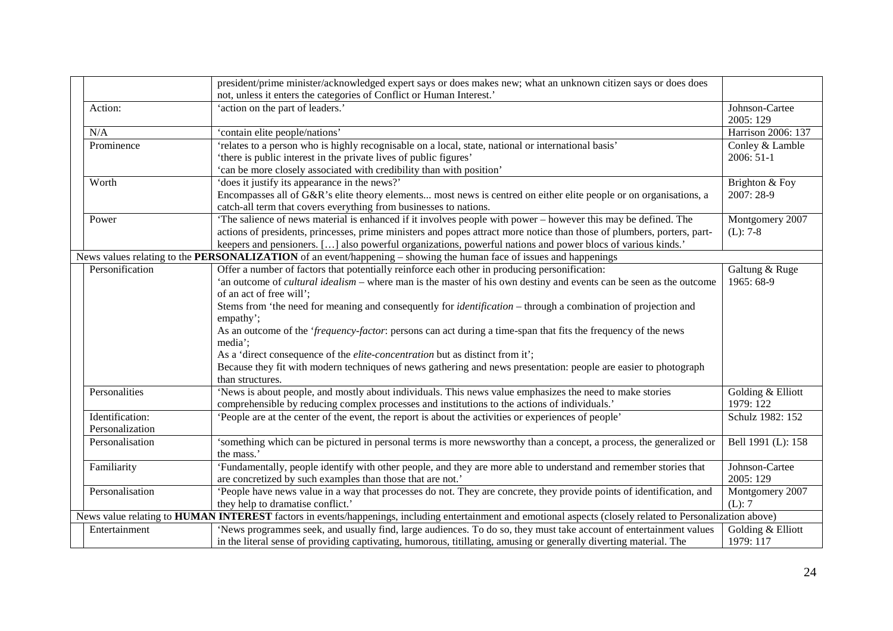| | | | |
|---|---|---|---|
| | | president/prime minister/acknowledged expert says or does makes new; what an unknown citizen says or does does not, unless it enters the categories of Conflict or Human Interest.' | |
| | Action: | 'action on the part of leaders.' | Johnson-Cartee 2005: 129 |
| | N/A | 'contain elite people/nations' | Harrison 2006: 137 |
| | Prominence | 'relates to a person who is highly recognisable on a local, state, national or international basis'<br>'there is public interest in the private lives of public figures'<br>'can be more closely associated with credibility than with position' | Conley & Lamble 2006: 51-1 |
| | Worth | 'does it justify its appearance in the news?'<br>Encompasses all of G&R's elite theory elements... most news is centred on either elite people or on organisations, a catch-all term that covers everything from businesses to nations. | Brighton & Foy 2007: 28-9 |
| | Power | 'The salience of news material is enhanced if it involves people with power – however this may be defined. The actions of presidents, princesses, prime ministers and popes attract more notice than those of plumbers, porters, part-keepers and pensioners. […] also powerful organizations, powerful nations and power blocs of various kinds.' | Montgomery 2007 (L): 7-8 |
| News values relating to the **PERSONALIZATION** of an event/happening – showing the human face of issues and happenings | | | |
| | Personification | Offer a number of factors that potentially reinforce each other in producing personification:<br>'an outcome of *cultural idealism* – where man is the master of his own destiny and events can be seen as the outcome of an act of free will';<br>Stems from 'the need for meaning and consequently for *identification* – through a combination of projection and empathy';<br>As an outcome of the '*frequency-factor*: persons can act during a time-span that fits the frequency of the news media';<br>As a 'direct consequence of the *elite-concentration* but as distinct from it';<br>Because they fit with modern techniques of news gathering and news presentation: people are easier to photograph than structures. | Galtung & Ruge 1965: 68-9 |
| | Personalities | 'News is about people, and mostly about individuals. This news value emphasizes the need to make stories comprehensible by reducing complex processes and institutions to the actions of individuals.' | Golding & Elliott 1979: 122 |
| | Identification: Personalization | 'People are at the center of the event, the report is about the activities or experiences of people' | Schulz 1982: 152 |
| | Personalisation | 'something which can be pictured in personal terms is more newsworthy than a concept, a process, the generalized or the mass.' | Bell 1991 (L): 158 |
| | Familiarity | 'Fundamentally, people identify with other people, and they are more able to understand and remember stories that are concretized by such examples than those that are not.' | Johnson-Cartee 2005: 129 |
| | Personalisation | 'People have news value in a way that processes do not. They are concrete, they provide points of identification, and they help to dramatise conflict.' | Montgomery 2007 (L): 7 |
| News value relating to **HUMAN INTEREST** factors in events/happenings, including entertainment and emotional aspects (closely related to Personalization above) | | | |
| | Entertainment | 'News programmes seek, and usually find, large audiences. To do so, they must take account of entertainment values in the literal sense of providing captivating, humorous, titillating, amusing or generally diverting material. The | Golding & Elliott 1979: 117 |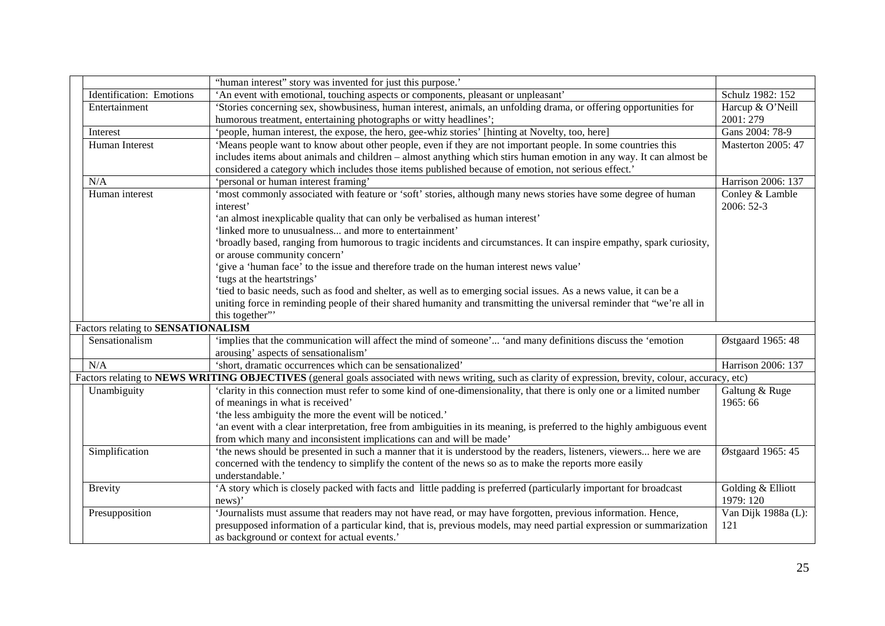| | | | |
|---|---|---|---|
| | | "human interest" story was invented for just this purpose.' | |
| | Identification: Emotions | 'An event with emotional, touching aspects or components, pleasant or unpleasant' | Schulz 1982: 152 |
| | Entertainment | 'Stories concerning sex, showbusiness, human interest, animals, an unfolding drama, or offering opportunities for humorous treatment, entertaining photographs or witty headlines'; | Harcup & O'Neill 2001: 279 |
| | Interest | 'people, human interest, the expose, the hero, gee-whiz stories' [hinting at Novelty, too, here] | Gans 2004: 78-9 |
| | Human Interest | 'Means people want to know about other people, even if they are not important people. In some countries this includes items about animals and children – almost anything which stirs human emotion in any way. It can almost be considered a category which includes those items published because of emotion, not serious effect.' | Masterton 2005: 47 |
| | N/A | 'personal or human interest framing' | Harrison 2006: 137 |
| | Human interest | 'most commonly associated with feature or 'soft' stories, although many news stories have some degree of human interest'<br>'an almost inexplicable quality that can only be verbalised as human interest'<br>'linked more to unusualness... and more to entertainment'<br>'broadly based, ranging from humorous to tragic incidents and circumstances. It can inspire empathy, spark curiosity, or arouse community concern'<br>'give a 'human face' to the issue and therefore trade on the human interest news value'<br>'tugs at the heartstrings'<br>'tied to basic needs, such as food and shelter, as well as to emerging social issues. As a news value, it can be a uniting force in reminding people of their shared humanity and transmitting the universal reminder that "we're all in this together"' | Conley & Lamble 2006: 52-3 |
| Factors relating to **SENSATIONALISM** | | | |
| | Sensationalism | 'implies that the communication will affect the mind of someone'... 'and many definitions discuss the 'emotion arousing' aspects of sensationalism' | Østgaard 1965: 48 |
| | N/A | 'short, dramatic occurrences which can be sensationalized' | Harrison 2006: 137 |
| Factors relating to **NEWS WRITING OBJECTIVES** (general goals associated with news writing, such as clarity of expression, brevity, colour, accuracy, etc) | | | |
| | Unambiguity | 'clarity in this connection must refer to some kind of one-dimensionality, that there is only one or a limited number of meanings in what is received'<br>'the less ambiguity the more the event will be noticed.'<br>'an event with a clear interpretation, free from ambiguities in its meaning, is preferred to the highly ambiguous event from which many and inconsistent implications can and will be made' | Galtung & Ruge 1965: 66 |
| | Simplification | 'the news should be presented in such a manner that it is understood by the readers, listeners, viewers... here we are concerned with the tendency to simplify the content of the news so as to make the reports more easily understandable.' | Østgaard 1965: 45 |
| | Brevity | 'A story which is closely packed with facts and little padding is preferred (particularly important for broadcast news)' | Golding & Elliott 1979: 120 |
| | Presupposition | 'Journalists must assume that readers may not have read, or may have forgotten, previous information. Hence, presupposed information of a particular kind, that is, previous models, may need partial expression or summarization as background or context for actual events.' | Van Dijk 1988a (L): 121 |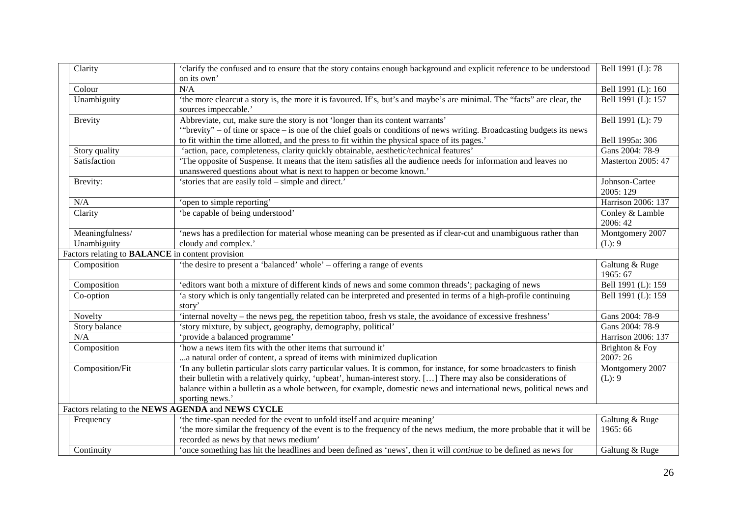| | | | |
|---|---|---|---|
| | Clarity | 'clarify the confused and to ensure that the story contains enough background and explicit reference to be understood on its own' | Bell 1991 (L): 78 |
| | Colour | N/A | Bell 1991 (L): 160 |
| | Unambiguity | 'the more clearcut a story is, the more it is favoured. If's, but's and maybe's are minimal. The "facts" are clear, the sources impeccable.' | Bell 1991 (L): 157 |
| | Brevity | Abbreviate, cut, make sure the story is not 'longer than its content warrants'<br>'"brevity" – of time or space – is one of the chief goals or conditions of news writing. Broadcasting budgets its news to fit within the time allotted, and the press to fit within the physical space of its pages.' | Bell 1991 (L): 79<br><br>Bell 1995a: 306 |
| | Story quality | 'action, pace, completeness, clarity quickly obtainable, aesthetic/technical features' | Gans 2004: 78-9 |
| | Satisfaction | 'The opposite of Suspense. It means that the item satisfies all the audience needs for information and leaves no unanswered questions about what is next to happen or become known.' | Masterton 2005: 47 |
| | Brevity: | 'stories that are easily told – simple and direct.' | Johnson-Cartee 2005: 129 |
| | N/A | 'open to simple reporting' | Harrison 2006: 137 |
| | Clarity | 'be capable of being understood' | Conley & Lamble 2006: 42 |
| | Meaningfulness/ Unambiguity | 'news has a predilection for material whose meaning can be presented as if clear-cut and unambiguous rather than cloudy and complex.' | Montgomery 2007 (L): 9 |
| Factors relating to **BALANCE** in content provision | | | |
| | Composition | 'the desire to present a 'balanced' whole' – offering a range of events | Galtung & Ruge 1965: 67 |
| | Composition | 'editors want both a mixture of different kinds of news and some common threads'; packaging of news | Bell 1991 (L): 159 |
| | Co-option | 'a story which is only tangentially related can be interpreted and presented in terms of a high-profile continuing story' | Bell 1991 (L): 159 |
| | Novelty | 'internal novelty – the news peg, the repetition taboo, fresh vs stale, the avoidance of excessive freshness' | Gans 2004: 78-9 |
| | Story balance | 'story mixture, by subject, geography, demography, political' | Gans 2004: 78-9 |
| | N/A | 'provide a balanced programme' | Harrison 2006: 137 |
| | Composition | 'how a news item fits with the other items that surround it'<br>...a natural order of content, a spread of items with minimized duplication | Brighton & Foy 2007: 26 |
| | Composition/Fit | 'In any bulletin particular slots carry particular values. It is common, for instance, for some broadcasters to finish their bulletin with a relatively quirky, 'upbeat', human-interest story. […] There may also be considerations of balance within a bulletin as a whole between, for example, domestic news and international news, political news and sporting news.' | Montgomery 2007 (L): 9 |
| Factors relating to the **NEWS AGENDA** and **NEWS CYCLE** | | | |
| | Frequency | 'the time-span needed for the event to unfold itself and acquire meaning'<br>'the more similar the frequency of the event is to the frequency of the news medium, the more probable that it will be recorded as news by that news medium' | Galtung & Ruge 1965: 66 |
| | Continuity | 'once something has hit the headlines and been defined as 'news', then it will *continue* to be defined as news for | Galtung & Ruge |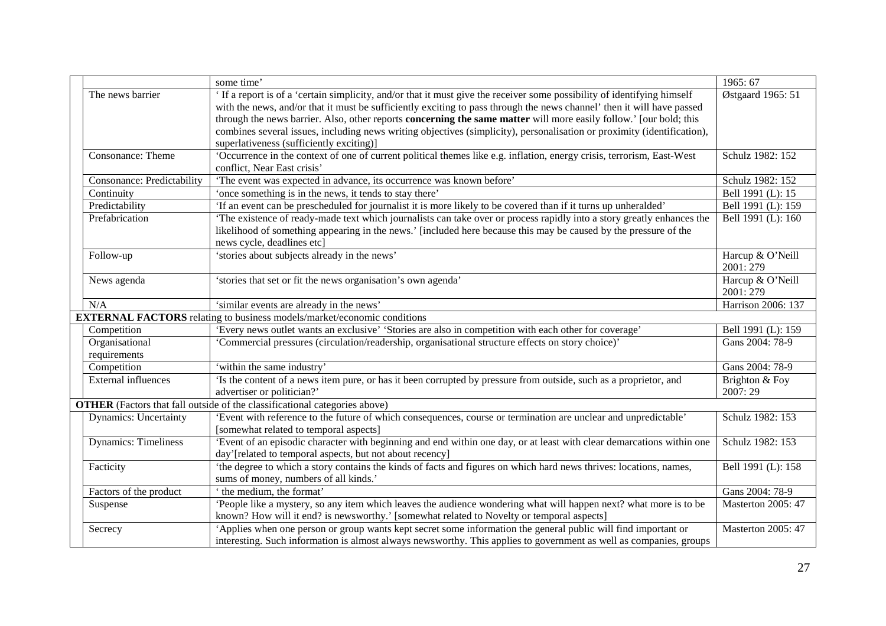| | | |
|---|---|---|
| | some time' | 1965: 67 |
| The news barrier | ' If a report is of a 'certain simplicity, and/or that it must give the receiver some possibility of identifying himself with the news, and/or that it must be sufficiently exciting to pass through the news channel' then it will have passed through the news barrier. Also, other reports **concerning the same matter** will more easily follow.' [our bold; this combines several issues, including news writing objectives (simplicity), personalisation or proximity (identification), superlativeness (sufficiently exciting)] | Østgaard 1965: 51 |
| Consonance: Theme | 'Occurrence in the context of one of current political themes like e.g. inflation, energy crisis, terrorism, East-West conflict, Near East crisis' | Schulz 1982: 152 |
| Consonance: Predictability | 'The event was expected in advance, its occurrence was known before' | Schulz 1982: 152 |
| Continuity | 'once something is in the news, it tends to stay there' | Bell 1991 (L): 15 |
| Predictability | 'If an event can be prescheduled for journalist it is more likely to be covered than if it turns up unheralded' | Bell 1991 (L): 159 |
| Prefabrication | 'The existence of ready-made text which journalists can take over or process rapidly into a story greatly enhances the likelihood of something appearing in the news.' [included here because this may be caused by the pressure of the news cycle, deadlines etc] | Bell 1991 (L): 160 |
| Follow-up | 'stories about subjects already in the news' | Harcup & O'Neill 2001: 279 |
| News agenda | 'stories that set or fit the news organisation's own agenda' | Harcup & O'Neill 2001: 279 |
| N/A | 'similar events are already in the news' | Harrison 2006: 137 |
| **EXTERNAL FACTORS** relating to business models/market/economic conditions | | |
| Competition | 'Every news outlet wants an exclusive' 'Stories are also in competition with each other for coverage' | Bell 1991 (L): 159 |
| Organisational requirements | 'Commercial pressures (circulation/readership, organisational structure effects on story choice)' | Gans 2004: 78-9 |
| Competition | 'within the same industry' | Gans 2004: 78-9 |
| External influences | 'Is the content of a news item pure, or has it been corrupted by pressure from outside, such as a proprietor, and advertiser or politician?' | Brighton & Foy 2007: 29 |
| **OTHER** (Factors that fall outside of the classificational categories above) | | |
| Dynamics: Uncertainty | 'Event with reference to the future of which consequences, course or termination are unclear and unpredictable' [somewhat related to temporal aspects] | Schulz 1982: 153 |
| Dynamics: Timeliness | 'Event of an episodic character with beginning and end within one day, or at least with clear demarcations within one day'[related to temporal aspects, but not about recency] | Schulz 1982: 153 |
| Facticity | 'the degree to which a story contains the kinds of facts and figures on which hard news thrives: locations, names, sums of money, numbers of all kinds.' | Bell 1991 (L): 158 |
| Factors of the product | ' the medium, the format' | Gans 2004: 78-9 |
| Suspense | 'People like a mystery, so any item which leaves the audience wondering what will happen next? what more is to be known? How will it end? is newsworthy.' [somewhat related to Novelty or temporal aspects] | Masterton 2005: 47 |
| Secrecy | 'Applies when one person or group wants kept secret some information the general public will find important or interesting. Such information is almost always newsworthy. This applies to government as well as companies, groups | Masterton 2005: 47 |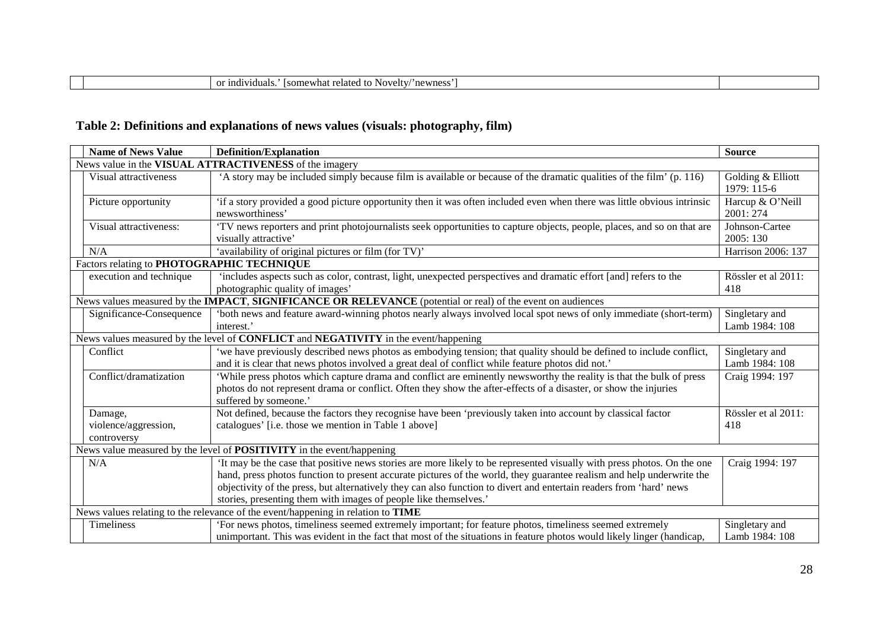| | | or individuals.' [somewhat related to Novelty/'newness'] | |
|---|---|---|---|

## Table 2: Definitions and explanations of news values (visuals: photography, film)

| | Name of News Value | Definition/Explanation | Source |
|---|---|---|---|
| News value in the **VISUAL ATTRACTIVENESS** of the imagery | | | |
| | Visual attractiveness | 'A story may be included simply because film is available or because of the dramatic qualities of the film' (p. 116) | Golding & Elliott 1979: 115-6 |
| | Picture opportunity | 'if a story provided a good picture opportunity then it was often included even when there was little obvious intrinsic newsworthiness' | Harcup & O'Neill 2001: 274 |
| | Visual attractiveness: | 'TV news reporters and print photojournalists seek opportunities to capture objects, people, places, and so on that are visually attractive' | Johnson-Cartee 2005: 130 |
| | N/A | 'availability of original pictures or film (for TV)' | Harrison 2006: 137 |
| Factors relating to **PHOTOGRAPHIC TECHNIQUE** | | | |
| | execution and technique | 'includes aspects such as color, contrast, light, unexpected perspectives and dramatic effort [and] refers to the photographic quality of images' | Rössler et al 2011: 418 |
| News values measured by the **IMPACT**, **SIGNIFICANCE OR RELEVANCE** (potential or real) of the event on audiences | | | |
| | Significance-Consequence | 'both news and feature award-winning photos nearly always involved local spot news of only immediate (short-term) interest.' | Singletary and Lamb 1984: 108 |
| News values measured by the level of **CONFLICT** and **NEGATIVITY** in the event/happening | | | |
| | Conflict | 'we have previously described news photos as embodying tension; that quality should be defined to include conflict, and it is clear that news photos involved a great deal of conflict while feature photos did not.' | Singletary and Lamb 1984: 108 |
| | Conflict/dramatization | 'While press photos which capture drama and conflict are eminently newsworthy the reality is that the bulk of press photos do not represent drama or conflict. Often they show the after-effects of a disaster, or show the injuries suffered by someone.' | Craig 1994: 197 |
| | Damage, violence/aggression, controversy | Not defined, because the factors they recognise have been 'previously taken into account by classical factor catalogues' [i.e. those we mention in Table 1 above] | Rössler et al 2011: 418 |
| News value measured by the level of **POSITIVITY** in the event/happening | | | |
| | N/A | 'It may be the case that positive news stories are more likely to be represented visually with press photos. On the one hand, press photos function to present accurate pictures of the world, they guarantee realism and help underwrite the objectivity of the press, but alternatively they can also function to divert and entertain readers from 'hard' news stories, presenting them with images of people like themselves.' | Craig 1994: 197 |
| News values relating to the relevance of the event/happening in relation to **TIME** | | | |
| | Timeliness | 'For news photos, timeliness seemed extremely important; for feature photos, timeliness seemed extremely unimportant. This was evident in the fact that most of the situations in feature photos would likely linger (handicap, | Singletary and Lamb 1984: 108 |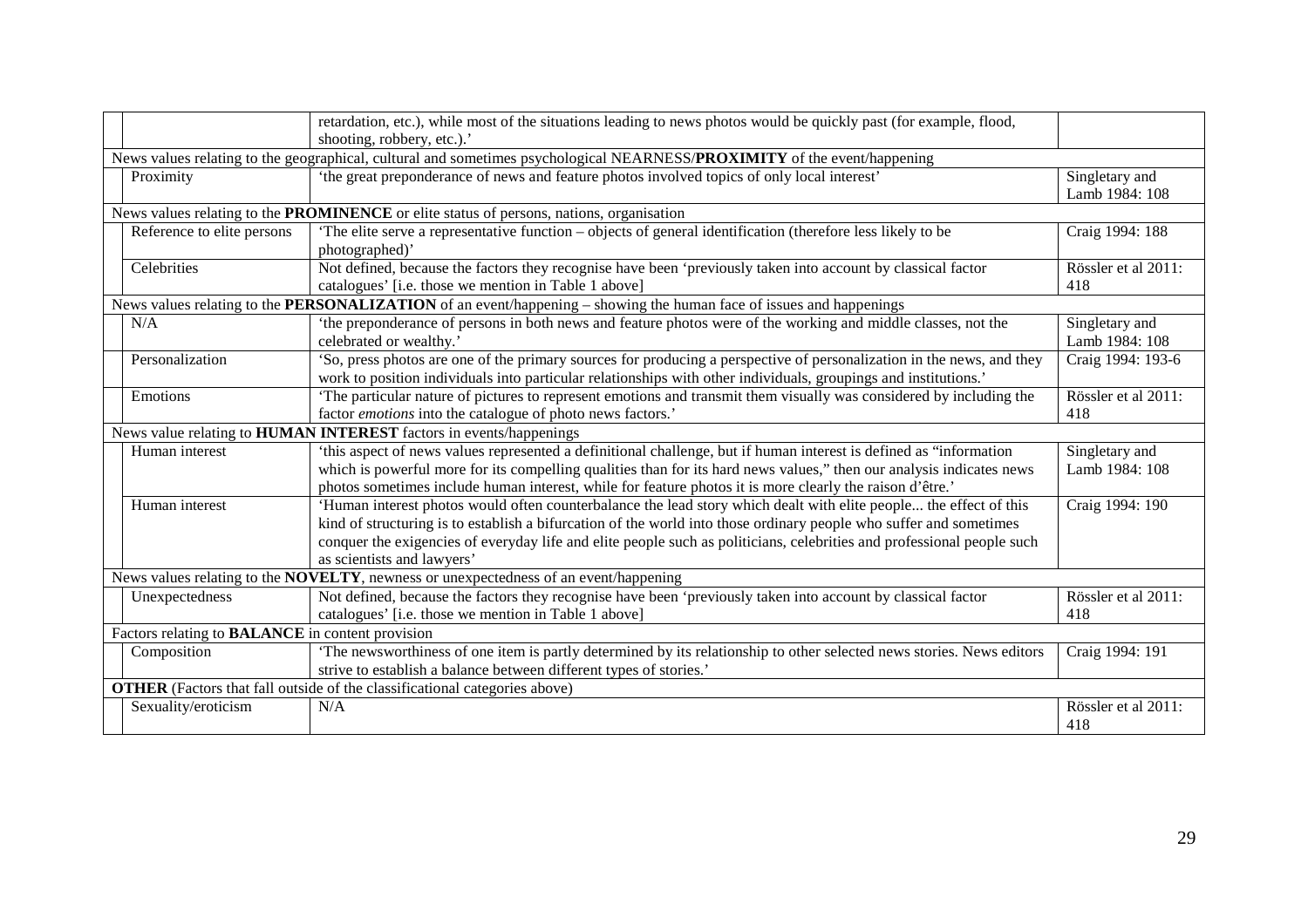| | | | |
|---|---|---|---|
| | | retardation, etc.), while most of the situations leading to news photos would be quickly past (for example, flood, shooting, robbery, etc.).' | |
| News values relating to the geographical, cultural and sometimes psychological NEARNESS/**PROXIMITY** of the event/happening | | | |
| | Proximity | 'the great preponderance of news and feature photos involved topics of only local interest' | Singletary and Lamb 1984: 108 |
| News values relating to the **PROMINENCE** or elite status of persons, nations, organisation | | | |
| | Reference to elite persons | 'The elite serve a representative function – objects of general identification (therefore less likely to be photographed)' | Craig 1994: 188 |
| | Celebrities | Not defined, because the factors they recognise have been 'previously taken into account by classical factor catalogues' [i.e. those we mention in Table 1 above] | Rössler et al 2011: 418 |
| News values relating to the **PERSONALIZATION** of an event/happening – showing the human face of issues and happenings | | | |
| | N/A | 'the preponderance of persons in both news and feature photos were of the working and middle classes, not the celebrated or wealthy.' | Singletary and Lamb 1984: 108 |
| | Personalization | 'So, press photos are one of the primary sources for producing a perspective of personalization in the news, and they work to position individuals into particular relationships with other individuals, groupings and institutions.' | Craig 1994: 193-6 |
| | Emotions | 'The particular nature of pictures to represent emotions and transmit them visually was considered by including the factor *emotions* into the catalogue of photo news factors.' | Rössler et al 2011: 418 |
| News value relating to **HUMAN INTEREST** factors in events/happenings | | | |
| | Human interest | 'this aspect of news values represented a definitional challenge, but if human interest is defined as "information which is powerful more for its compelling qualities than for its hard news values," then our analysis indicates news photos sometimes include human interest, while for feature photos it is more clearly the raison d'être.' | Singletary and Lamb 1984: 108 |
| | Human interest | 'Human interest photos would often counterbalance the lead story which dealt with elite people... the effect of this kind of structuring is to establish a bifurcation of the world into those ordinary people who suffer and sometimes conquer the exigencies of everyday life and elite people such as politicians, celebrities and professional people such as scientists and lawyers' | Craig 1994: 190 |
| News values relating to the **NOVELTY**, newness or unexpectedness of an event/happening | | | |
| | Unexpectedness | Not defined, because the factors they recognise have been 'previously taken into account by classical factor catalogues' [i.e. those we mention in Table 1 above] | Rössler et al 2011: 418 |
| Factors relating to **BALANCE** in content provision | | | |
| | Composition | 'The newsworthiness of one item is partly determined by its relationship to other selected news stories. News editors strive to establish a balance between different types of stories.' | Craig 1994: 191 |
| **OTHER** (Factors that fall outside of the classificational categories above) | | | |
| | Sexuality/eroticism | N/A | Rössler et al 2011: 418 |